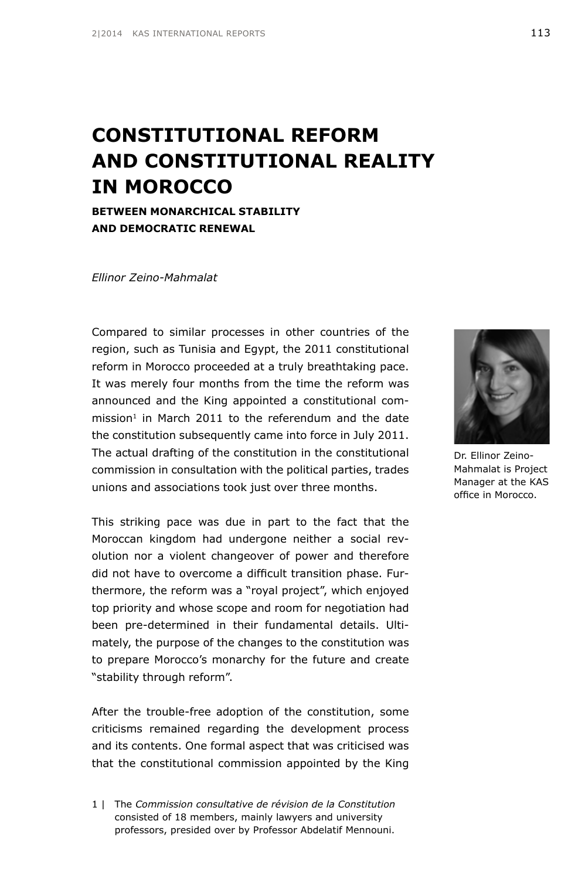# CONSTITUTIONAL REFORM AND CONSTITUTIONAL REALITY IN MOROCCO

## BETWEEN MONARCHICAL STABILITY AND DEMOCRATIC RENEWAL

*Ellinor Zeino-Mahmalat*

Dr. Ellinor Zeino-Mahmalat is Project Manager at the KAS office in Morocco.

Compared to similar processes in other countries of the region, such as Tunisia and Egypt, the 2011 constitutional reform in Morocco proceeded at a truly breathtaking pace. It was merely four months from the time the reform was announced and the King appointed a constitutional commission[1] in March 2011 to the referendum and the date the constitution subsequently came into force in July 2011. The actual drafting of the constitution in the constitutional commission in consultation with the political parties, trades unions and associations took just over three months.

This striking pace was due in part to the fact that the Moroccan kingdom had undergone neither a social revolution nor a violent changeover of power and therefore did not have to overcome a difficult transition phase. Furthermore, the reform was a "royal project", which enjoyed top priority and whose scope and room for negotiation had been pre-determined in their fundamental details. Ultimately, the purpose of the changes to the constitution was to prepare Morocco's monarchy for the future and create "stability through reform".

After the trouble-free adoption of the constitution, some criticisms remained regarding the development process and its contents. One formal aspect that was criticised was that the constitutional commission appointed by the King

1 | The *Commission consultative de révision de la Constitution* consisted of 18 members, mainly lawyers and university professors, presided over by Professor Abdelatif Mennouni.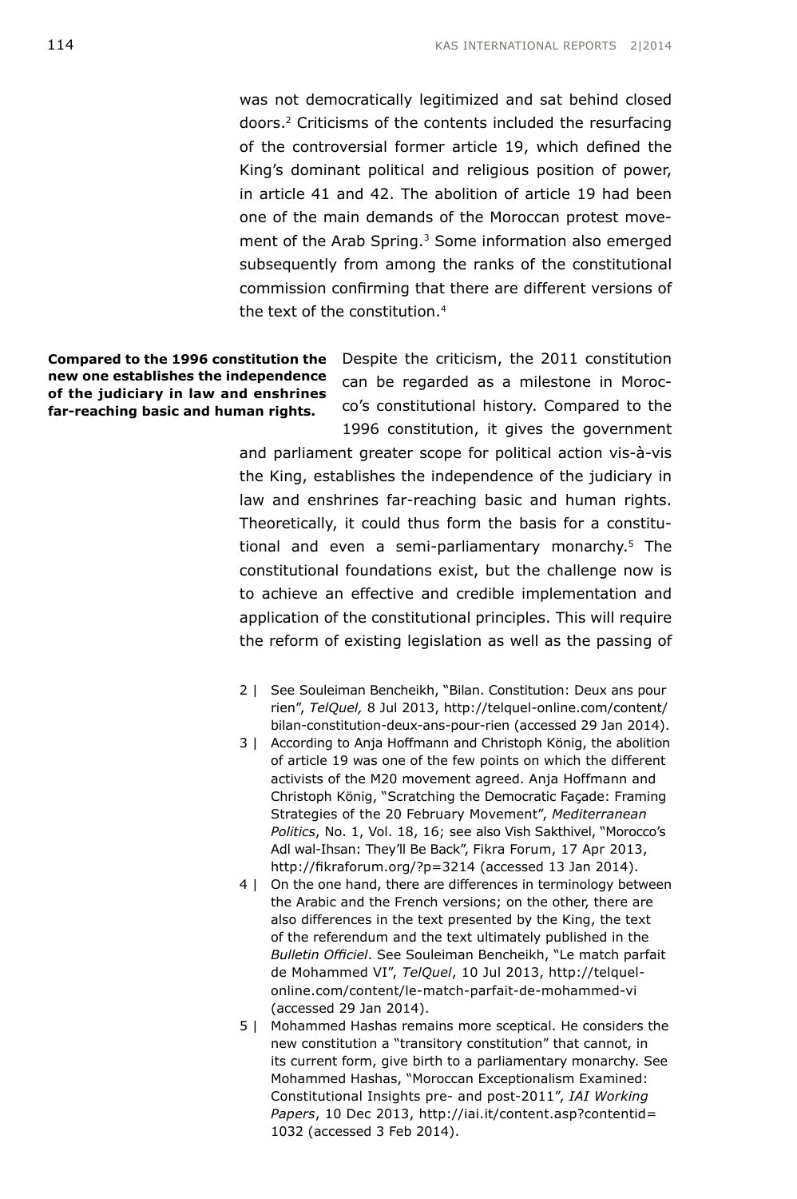was not democratically legitimized and sat behind closed doors.[2] Criticisms of the contents included the resurfacing of the controversial former article 19, which defined the King's dominant political and religious position of power, in article 41 and 42. The abolition of article 19 had been one of the main demands of the Moroccan protest movement of the Arab Spring.[3] Some information also emerged subsequently from among the ranks of the constitutional commission confirming that there are different versions of the text of the constitution.[4]

**Compared to the 1996 constitution the new one establishes the independence of the judiciary in law and enshrines far-reaching basic and human rights.**

Despite the criticism, the 2011 constitution can be regarded as a milestone in Morocco's constitutional history. Compared to the 1996 constitution, it gives the government and parliament greater scope for political action vis-à-vis the King, establishes the independence of the judiciary in law and enshrines far-reaching basic and human rights. Theoretically, it could thus form the basis for a constitutional and even a semi-parliamentary monarchy.[5] The constitutional foundations exist, but the challenge now is to achieve an effective and credible implementation and application of the constitutional principles. This will require the reform of existing legislation as well as the passing of

2 | See Souleiman Bencheikh, "Bilan. Constitution: Deux ans pour rien", *TelQuel,* 8 Jul 2013, http://telquel-online.com/content/bilan-constitution-deux-ans-pour-rien (accessed 29 Jan 2014).

3 | According to Anja Hoffmann and Christoph König, the abolition of article 19 was one of the few points on which the different activists of the M20 movement agreed. Anja Hoffmann and Christoph König, "Scratching the Democratic Façade: Framing Strategies of the 20 February Movement", *Mediterranean Politics*, No. 1, Vol. 18, 16; see also Vish Sakthivel, "Morocco's Adl wal-Ihsan: They'll Be Back", Fikra Forum, 17 Apr 2013, http://fikraforum.org/?p=3214 (accessed 13 Jan 2014).

4 | On the one hand, there are differences in terminology between the Arabic and the French versions; on the other, there are also differences in the text presented by the King, the text of the referendum and the text ultimately published in the *Bulletin Officiel*. See Souleiman Bencheikh, "Le match parfait de Mohammed VI", *TelQuel*, 10 Jul 2013, http://telquel-online.com/content/le-match-parfait-de-mohammed-vi (accessed 29 Jan 2014).

5 | Mohammed Hashas remains more sceptical. He considers the new constitution a "transitory constitution" that cannot, in its current form, give birth to a parliamentary monarchy. See Mohammed Hashas, "Moroccan Exceptionalism Examined: Constitutional Insights pre- and post-2011", *IAI Working Papers*, 10 Dec 2013, http://iai.it/content.asp?contentid=1032 (accessed 3 Feb 2014).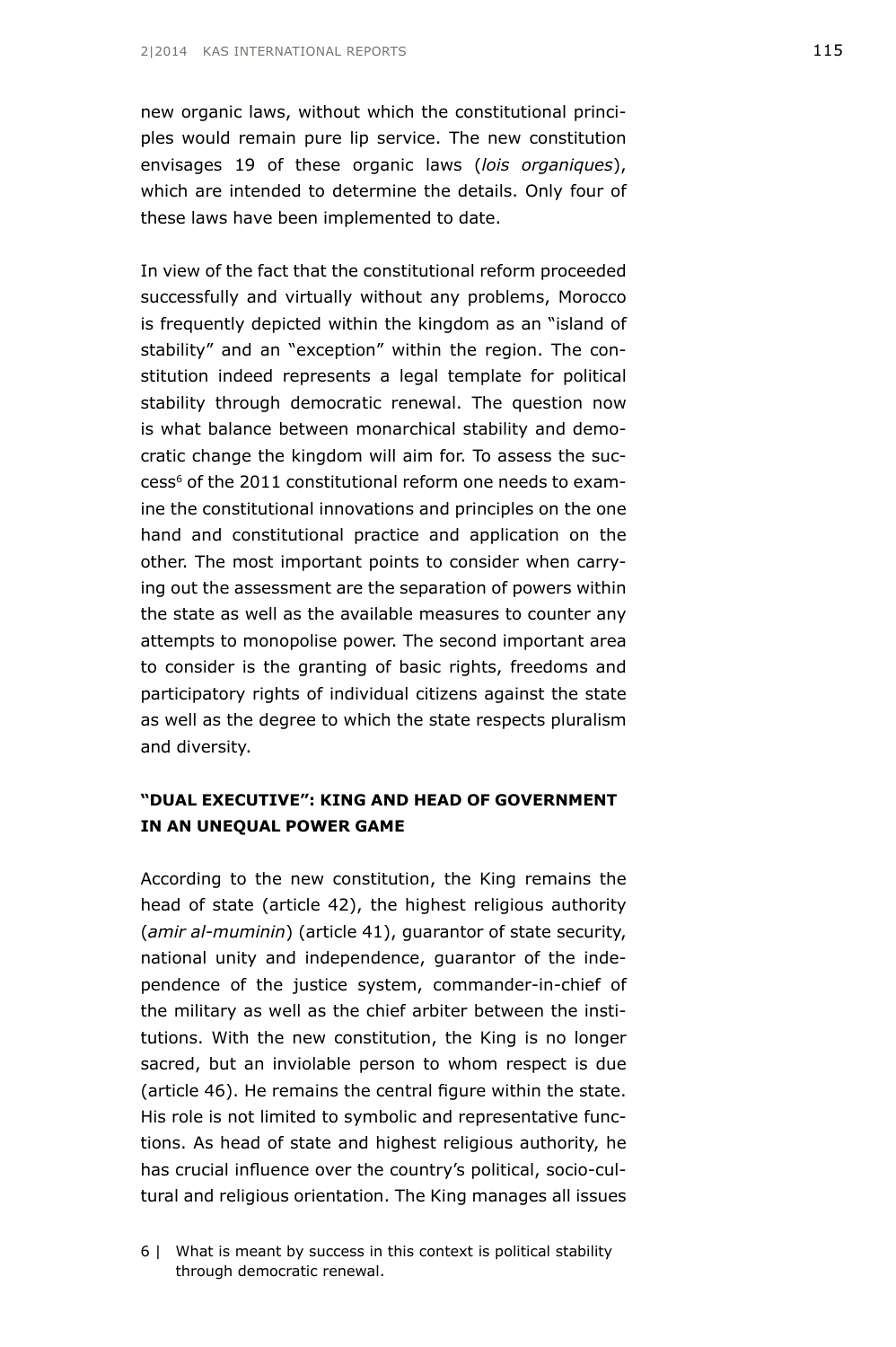new organic laws, without which the constitutional principles would remain pure lip service. The new constitution envisages 19 of these organic laws (*lois organiques*), which are intended to determine the details. Only four of these laws have been implemented to date.

In view of the fact that the constitutional reform proceeded successfully and virtually without any problems, Morocco is frequently depicted within the kingdom as an "island of stability" and an "exception" within the region. The constitution indeed represents a legal template for political stability through democratic renewal. The question now is what balance between monarchical stability and democratic change the kingdom will aim for. To assess the success[6] of the 2011 constitutional reform one needs to examine the constitutional innovations and principles on the one hand and constitutional practice and application on the other. The most important points to consider when carrying out the assessment are the separation of powers within the state as well as the available measures to counter any attempts to monopolise power. The second important area to consider is the granting of basic rights, freedoms and participatory rights of individual citizens against the state as well as the degree to which the state respects pluralism and diversity.

## "DUAL EXECUTIVE": KING AND HEAD OF GOVERNMENT IN AN UNEQUAL POWER GAME

According to the new constitution, the King remains the head of state (article 42), the highest religious authority (*amir al-muminin*) (article 41), guarantor of state security, national unity and independence, guarantor of the independence of the justice system, commander-in-chief of the military as well as the chief arbiter between the institutions. With the new constitution, the King is no longer sacred, but an inviolable person to whom respect is due (article 46). He remains the central figure within the state. His role is not limited to symbolic and representative functions. As head of state and highest religious authority, he has crucial influence over the country's political, socio-cultural and religious orientation. The King manages all issues

6 | What is meant by success in this context is political stability through democratic renewal.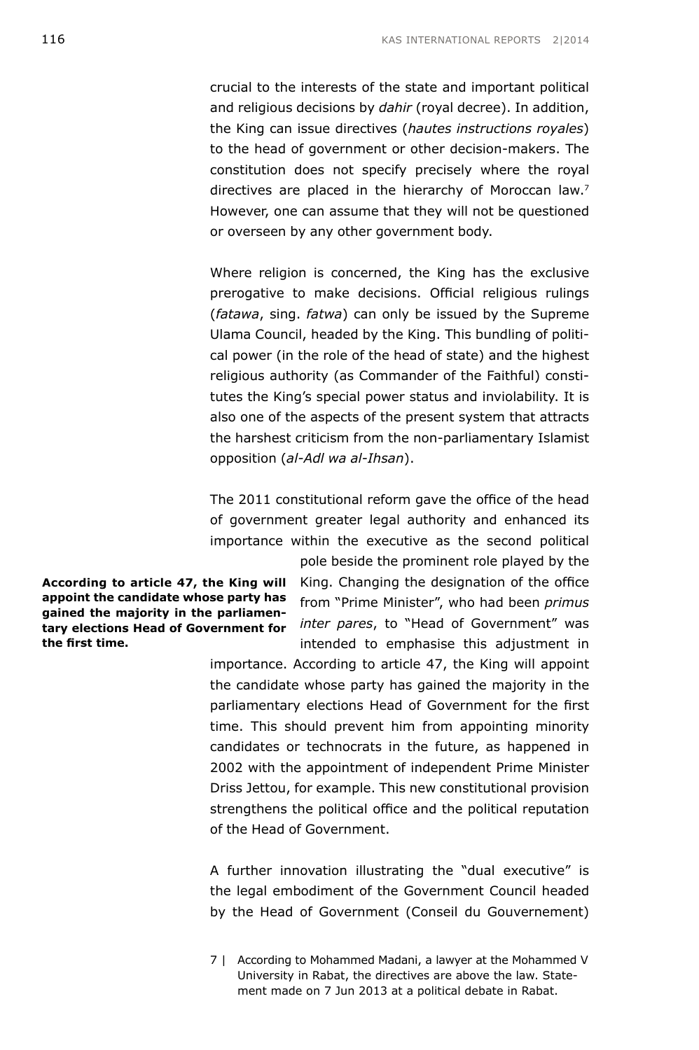crucial to the interests of the state and important political and religious decisions by *dahir* (royal decree). In addition, the King can issue directives (*hautes instructions royales*) to the head of government or other decision-makers. The constitution does not specify precisely where the royal directives are placed in the hierarchy of Moroccan law.[7] However, one can assume that they will not be questioned or overseen by any other government body.

Where religion is concerned, the King has the exclusive prerogative to make decisions. Official religious rulings (*fatawa*, sing. *fatwa*) can only be issued by the Supreme Ulama Council, headed by the King. This bundling of political power (in the role of the head of state) and the highest religious authority (as Commander of the Faithful) constitutes the King's special power status and inviolability. It is also one of the aspects of the present system that attracts the harshest criticism from the non-parliamentary Islamist opposition (*al-Adl wa al-Ihsan*).

The 2011 constitutional reform gave the office of the head of government greater legal authority and enhanced its importance within the executive as the second political pole beside the prominent role played by the King. Changing the designation of the office from "Prime Minister", who had been *primus inter pares*, to "Head of Government" was intended to emphasise this adjustment in importance. According to article 47, the King will appoint the candidate whose party has gained the majority in the parliamentary elections Head of Government for the first time. This should prevent him from appointing minority candidates or technocrats in the future, as happened in 2002 with the appointment of independent Prime Minister Driss Jettou, for example. This new constitutional provision strengthens the political office and the political reputation of the Head of Government.

**According to article 47, the King will appoint the candidate whose party has gained the majority in the parliamentary elections Head of Government for the first time.**

A further innovation illustrating the "dual executive" is the legal embodiment of the Government Council headed by the Head of Government (Conseil du Gouvernement)

7 | According to Mohammed Madani, a lawyer at the Mohammed V University in Rabat, the directives are above the law. Statement made on 7 Jun 2013 at a political debate in Rabat.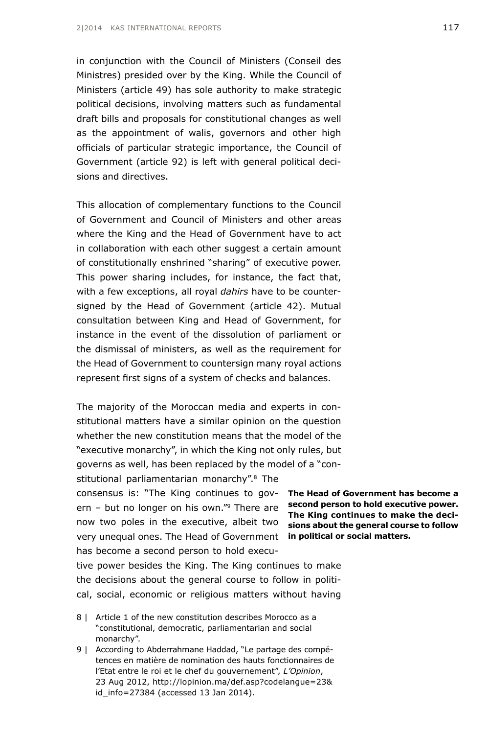in conjunction with the Council of Ministers (Conseil des Ministres) presided over by the King. While the Council of Ministers (article 49) has sole authority to make strategic political decisions, involving matters such as fundamental draft bills and proposals for constitutional changes as well as the appointment of walis, governors and other high officials of particular strategic importance, the Council of Government (article 92) is left with general political decisions and directives.

This allocation of complementary functions to the Council of Government and Council of Ministers and other areas where the King and the Head of Government have to act in collaboration with each other suggest a certain amount of constitutionally enshrined "sharing" of executive power. This power sharing includes, for instance, the fact that, with a few exceptions, all royal *dahirs* have to be countersigned by the Head of Government (article 42). Mutual consultation between King and Head of Government, for instance in the event of the dissolution of parliament or the dismissal of ministers, as well as the requirement for the Head of Government to countersign many royal actions represent first signs of a system of checks and balances.

The majority of the Moroccan media and experts in constitutional matters have a similar opinion on the question whether the new constitution means that the model of the "executive monarchy", in which the King not only rules, but governs as well, has been replaced by the model of a "constitutional parliamentarian monarchy".[8] The consensus is: "The King continues to govern – but no longer on his own."[9] There are now two poles in the executive, albeit two very unequal ones. The Head of Government has become a second person to hold executive power besides the King. The King continues to make the decisions about the general course to follow in political, social, economic or religious matters without having

**The Head of Government has become a second person to hold executive power. The King continues to make the decisions about the general course to follow in political or social matters.**

8 | Article 1 of the new constitution describes Morocco as a "constitutional, democratic, parliamentarian and social monarchy".

9 | According to Abderrahmane Haddad, "Le partage des compétences en matière de nomination des hauts fonctionnaires de l'Etat entre le roi et le chef du gouvernement", *L'Opinion*, 23 Aug 2012, http://lopinion.ma/def.asp?codelangue=23&id_info=27384 (accessed 13 Jan 2014).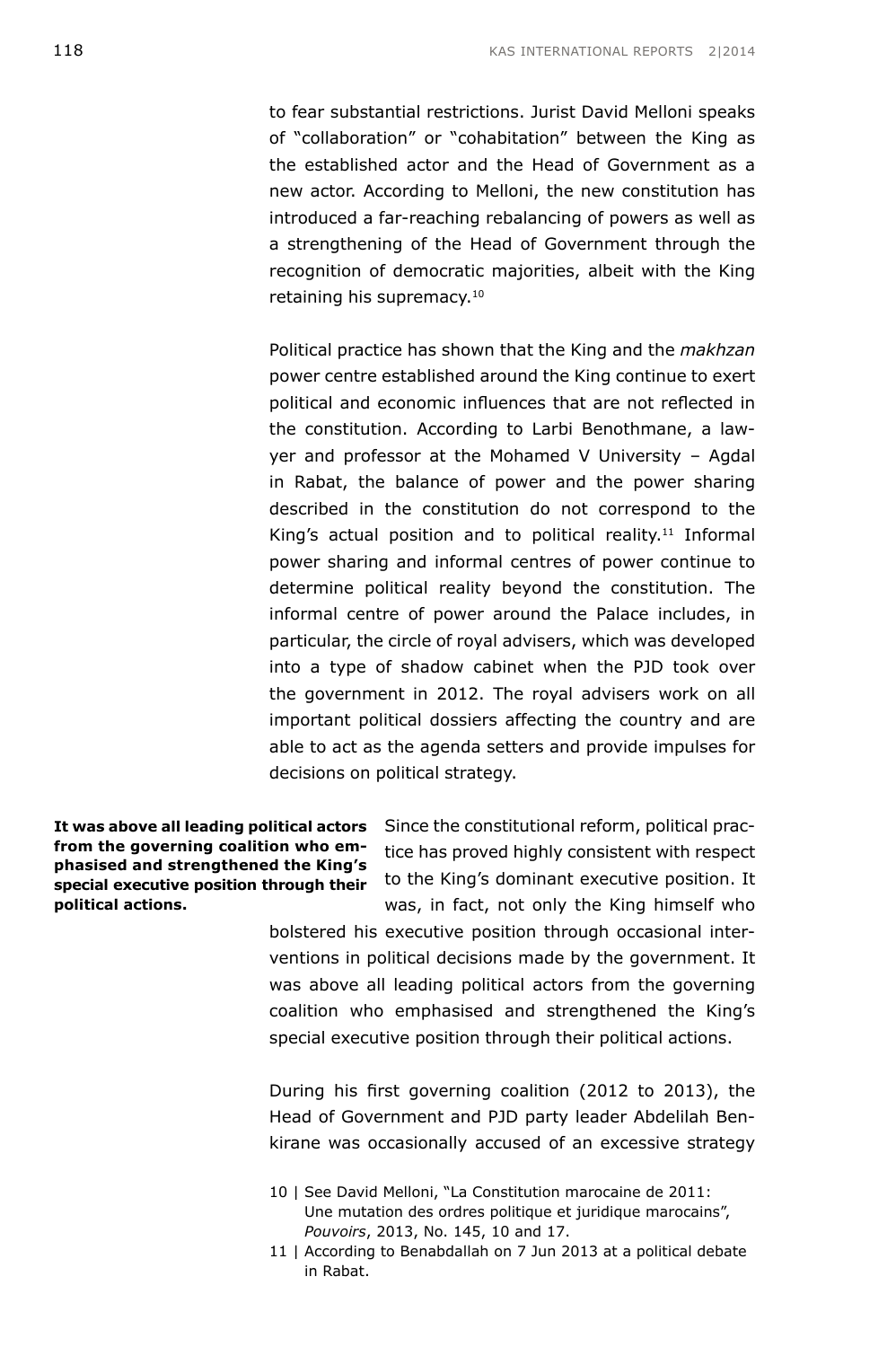to fear substantial restrictions. Jurist David Melloni speaks of "collaboration" or "cohabitation" between the King as the established actor and the Head of Government as a new actor. According to Melloni, the new constitution has introduced a far-reaching rebalancing of powers as well as a strengthening of the Head of Government through the recognition of democratic majorities, albeit with the King retaining his supremacy.[10]

Political practice has shown that the King and the *makhzan* power centre established around the King continue to exert political and economic influences that are not reflected in the constitution. According to Larbi Benothmane, a lawyer and professor at the Mohamed V University – Agdal in Rabat, the balance of power and the power sharing described in the constitution do not correspond to the King's actual position and to political reality.[11] Informal power sharing and informal centres of power continue to determine political reality beyond the constitution. The informal centre of power around the Palace includes, in particular, the circle of royal advisers, which was developed into a type of shadow cabinet when the PJD took over the government in 2012. The royal advisers work on all important political dossiers affecting the country and are able to act as the agenda setters and provide impulses for decisions on political strategy.

**It was above all leading political actors from the governing coalition who emphasised and strengthened the King's special executive position through their political actions.**

Since the constitutional reform, political practice has proved highly consistent with respect to the King's dominant executive position. It was, in fact, not only the King himself who bolstered his executive position through occasional interventions in political decisions made by the government. It was above all leading political actors from the governing coalition who emphasised and strengthened the King's special executive position through their political actions.

During his first governing coalition (2012 to 2013), the Head of Government and PJD party leader Abdelilah Benkirane was occasionally accused of an excessive strategy

10 | See David Melloni, "La Constitution marocaine de 2011: Une mutation des ordres politique et juridique marocains", *Pouvoirs*, 2013, No. 145, 10 and 17.

11 | According to Benabdallah on 7 Jun 2013 at a political debate in Rabat.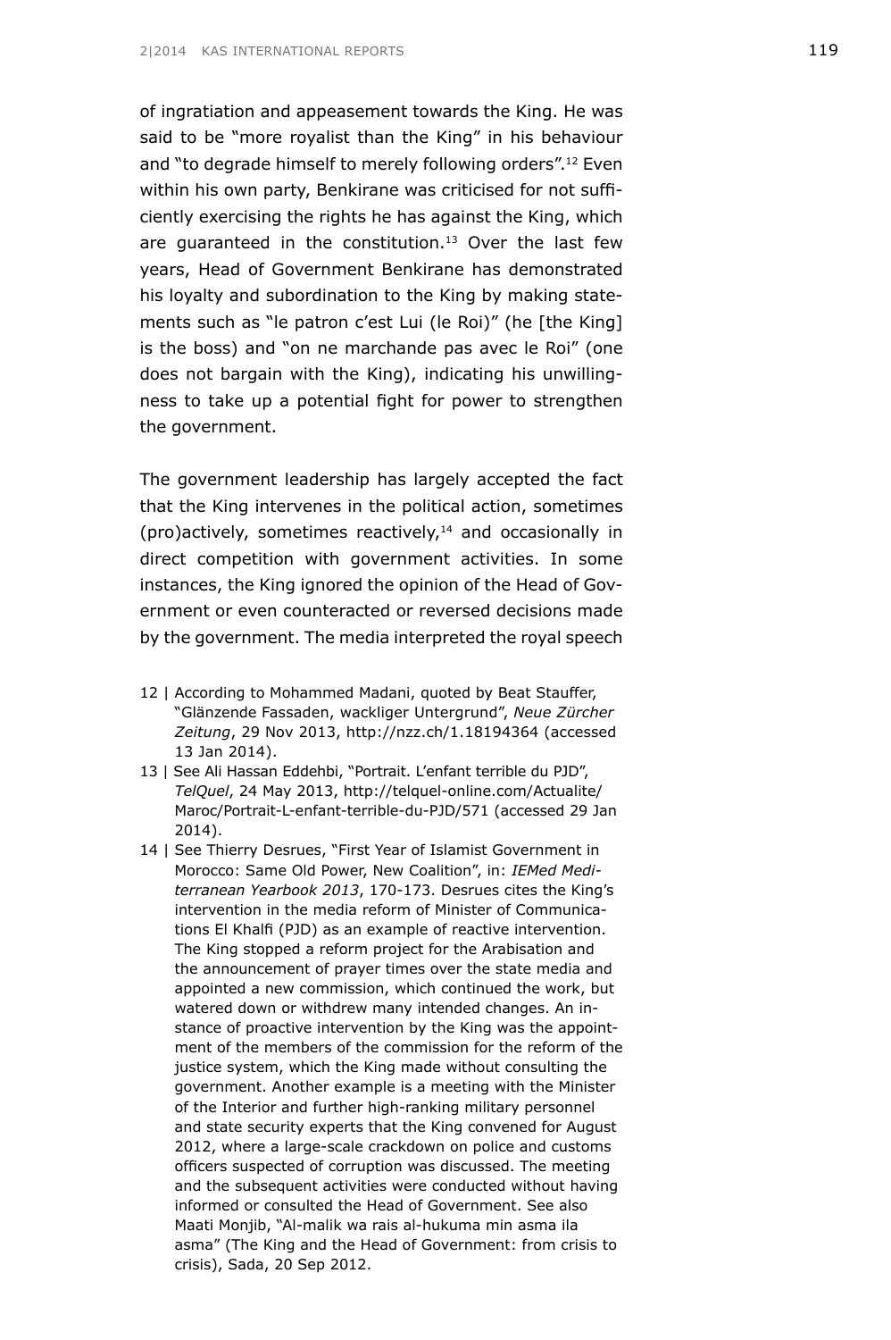of ingratiation and appeasement towards the King. He was said to be "more royalist than the King" in his behaviour and "to degrade himself to merely following orders".[12] Even within his own party, Benkirane was criticised for not sufficiently exercising the rights he has against the King, which are guaranteed in the constitution.[13] Over the last few years, Head of Government Benkirane has demonstrated his loyalty and subordination to the King by making statements such as "le patron c'est Lui (le Roi)" (he [the King] is the boss) and "on ne marchande pas avec le Roi" (one does not bargain with the King), indicating his unwillingness to take up a potential fight for power to strengthen the government.

The government leadership has largely accepted the fact that the King intervenes in the political action, sometimes (pro)actively, sometimes reactively,[14] and occasionally in direct competition with government activities. In some instances, the King ignored the opinion of the Head of Government or even counteracted or reversed decisions made by the government. The media interpreted the royal speech

12 | According to Mohammed Madani, quoted by Beat Stauffer, "Glänzende Fassaden, wackliger Untergrund", *Neue Zürcher Zeitung*, 29 Nov 2013, http://nzz.ch/1.18194364 (accessed 13 Jan 2014).

13 | See Ali Hassan Eddehbi, "Portrait. L'enfant terrible du PJD", *TelQuel*, 24 May 2013, http://telquel-online.com/Actualite/Maroc/Portrait-L-enfant-terrible-du-PJD/571 (accessed 29 Jan 2014).

14 | See Thierry Desrues, "First Year of Islamist Government in Morocco: Same Old Power, New Coalition", in: *IEMed Mediterranean Yearbook 2013*, 170-173. Desrues cites the King's intervention in the media reform of Minister of Communications El Khalfi (PJD) as an example of reactive intervention. The King stopped a reform project for the Arabisation and the announcement of prayer times over the state media and appointed a new commission, which continued the work, but watered down or withdrew many intended changes. An instance of proactive intervention by the King was the appointment of the members of the commission for the reform of the justice system, which the King made without consulting the government. Another example is a meeting with the Minister of the Interior and further high-ranking military personnel and state security experts that the King convened for August 2012, where a large-scale crackdown on police and customs officers suspected of corruption was discussed. The meeting and the subsequent activities were conducted without having informed or consulted the Head of Government. See also Maati Monjib, "Al-malik wa rais al-hukuma min asma ila asma" (The King and the Head of Government: from crisis to crisis), Sada, 20 Sep 2012.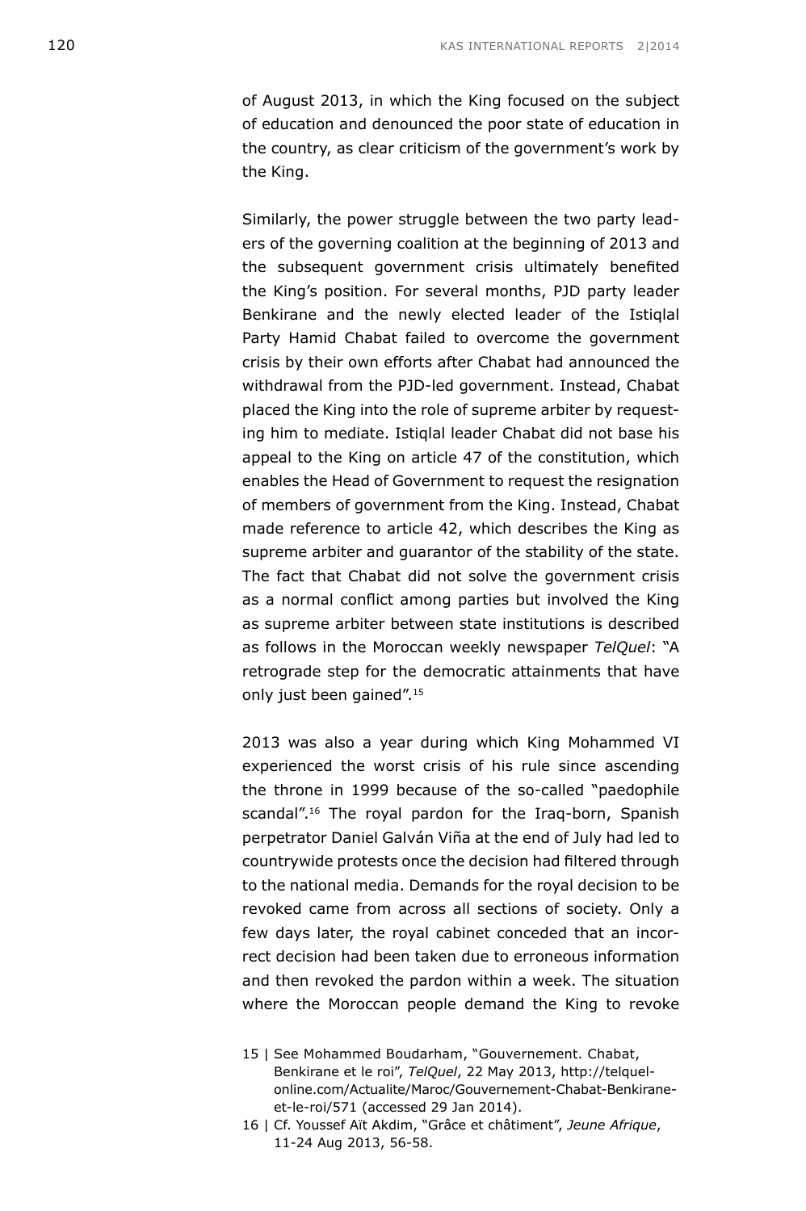of August 2013, in which the King focused on the subject of education and denounced the poor state of education in the country, as clear criticism of the government's work by the King.

Similarly, the power struggle between the two party leaders of the governing coalition at the beginning of 2013 and the subsequent government crisis ultimately benefited the King's position. For several months, PJD party leader Benkirane and the newly elected leader of the Istiqlal Party Hamid Chabat failed to overcome the government crisis by their own efforts after Chabat had announced the withdrawal from the PJD-led government. Instead, Chabat placed the King into the role of supreme arbiter by requesting him to mediate. Istiqlal leader Chabat did not base his appeal to the King on article 47 of the constitution, which enables the Head of Government to request the resignation of members of government from the King. Instead, Chabat made reference to article 42, which describes the King as supreme arbiter and guarantor of the stability of the state. The fact that Chabat did not solve the government crisis as a normal conflict among parties but involved the King as supreme arbiter between state institutions is described as follows in the Moroccan weekly newspaper *TelQuel*: "A retrograde step for the democratic attainments that have only just been gained".[15]

2013 was also a year during which King Mohammed VI experienced the worst crisis of his rule since ascending the throne in 1999 because of the so-called "paedophile scandal".[16] The royal pardon for the Iraq-born, Spanish perpetrator Daniel Galván Viña at the end of July had led to countrywide protests once the decision had filtered through to the national media. Demands for the royal decision to be revoked came from across all sections of society. Only a few days later, the royal cabinet conceded that an incorrect decision had been taken due to erroneous information and then revoked the pardon within a week. The situation where the Moroccan people demand the King to revoke

15 | See Mohammed Boudarham, "Gouvernement. Chabat, Benkirane et le roi", *TelQuel*, 22 May 2013, http://telquel-online.com/Actualite/Maroc/Gouvernement-Chabat-Benkirane-et-le-roi/571 (accessed 29 Jan 2014).

16 | Cf. Youssef Aït Akdim, "Grâce et châtiment", *Jeune Afrique*, 11-24 Aug 2013, 56-58.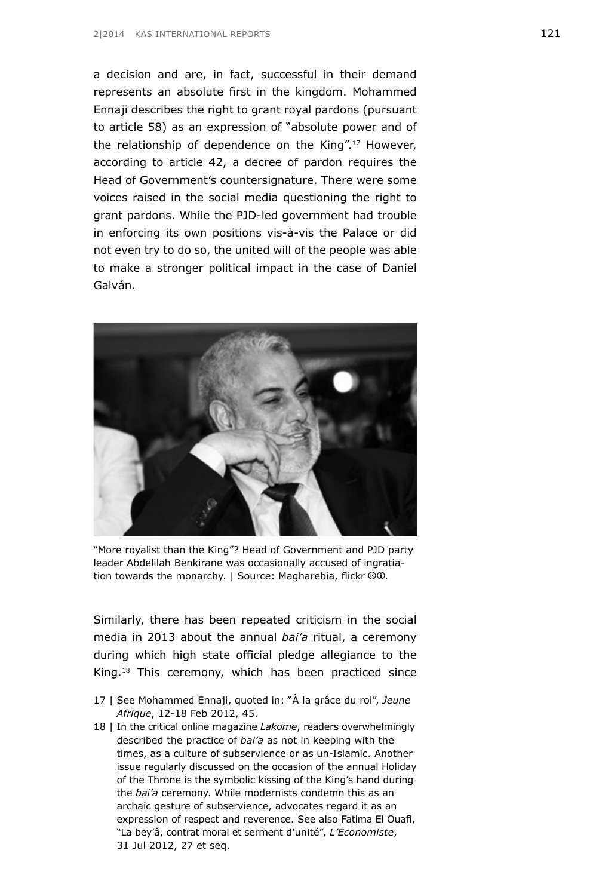a decision and are, in fact, successful in their demand represents an absolute first in the kingdom. Mohammed Ennaji describes the right to grant royal pardons (pursuant to article 58) as an expression of "absolute power and of the relationship of dependence on the King".[17] However, according to article 42, a decree of pardon requires the Head of Government's countersignature. There were some voices raised in the social media questioning the right to grant pardons. While the PJD-led government had trouble in enforcing its own positions vis-à-vis the Palace or did not even try to do so, the united will of the people was able to make a stronger political impact in the case of Daniel Galván.

"More royalist than the King"? Head of Government and PJD party leader Abdelilah Benkirane was occasionally accused of ingratiation towards the monarchy. | Source: Magharebia, flickr ©①.

Similarly, there has been repeated criticism in the social media in 2013 about the annual *bai'a* ritual, a ceremony during which high state official pledge allegiance to the King.[18] This ceremony, which has been practiced since

17 | See Mohammed Ennaji, quoted in: "À la grâce du roi", *Jeune Afrique*, 12-18 Feb 2012, 45.

18 | In the critical online magazine *Lakome*, readers overwhelmingly described the practice of *bai'a* as not in keeping with the times, as a culture of subservience or as un-Islamic. Another issue regularly discussed on the occasion of the annual Holiday of the Throne is the symbolic kissing of the King's hand during the *bai'a* ceremony. While modernists condemn this as an archaic gesture of subservience, advocates regard it as an expression of respect and reverence. See also Fatima El Ouafi, "La bey'â, contrat moral et serment d'unité", *L'Economiste*, 31 Jul 2012, 27 et seq.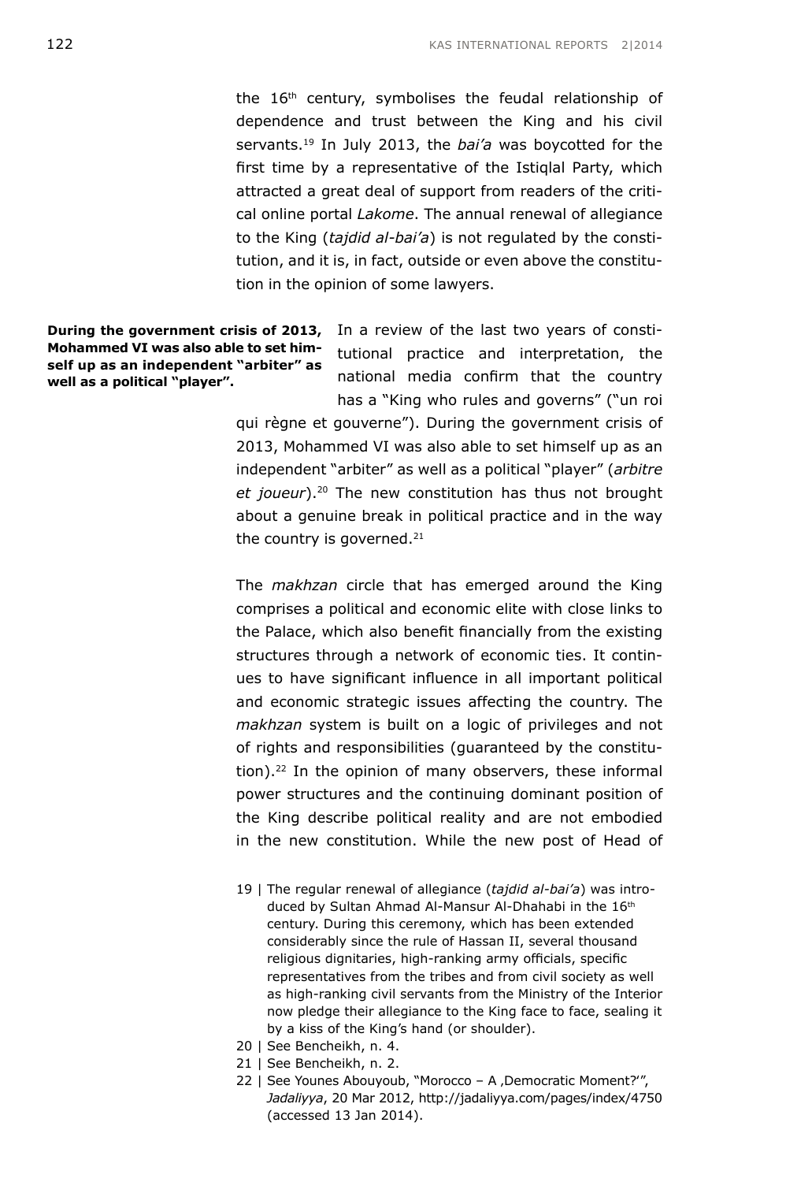the 16th century, symbolises the feudal relationship of dependence and trust between the King and his civil servants.[19] In July 2013, the *bai'a* was boycotted for the first time by a representative of the Istiqlal Party, which attracted a great deal of support from readers of the critical online portal *Lakome*. The annual renewal of allegiance to the King (*tajdid al-bai'a*) is not regulated by the constitution, and it is, in fact, outside or even above the constitution in the opinion of some lawyers.

**During the government crisis of 2013, Mohammed VI was also able to set himself up as an independent "arbiter" as well as a political "player".**

In a review of the last two years of constitutional practice and interpretation, the national media confirm that the country has a "King who rules and governs" ("un roi qui règne et gouverne"). During the government crisis of 2013, Mohammed VI was also able to set himself up as an independent "arbiter" as well as a political "player" (*arbitre et joueur*).[20] The new constitution has thus not brought about a genuine break in political practice and in the way the country is governed.[21]

The *makhzan* circle that has emerged around the King comprises a political and economic elite with close links to the Palace, which also benefit financially from the existing structures through a network of economic ties. It continues to have significant influence in all important political and economic strategic issues affecting the country. The *makhzan* system is built on a logic of privileges and not of rights and responsibilities (guaranteed by the constitution).[22] In the opinion of many observers, these informal power structures and the continuing dominant position of the King describe political reality and are not embodied in the new constitution. While the new post of Head of

19 | The regular renewal of allegiance (*tajdid al-bai'a*) was introduced by Sultan Ahmad Al-Mansur Al-Dhahabi in the 16th century. During this ceremony, which has been extended considerably since the rule of Hassan II, several thousand religious dignitaries, high-ranking army officials, specific representatives from the tribes and from civil society as well as high-ranking civil servants from the Ministry of the Interior now pledge their allegiance to the King face to face, sealing it by a kiss of the King's hand (or shoulder).

20 | See Bencheikh, n. 4.

21 | See Bencheikh, n. 2.

22 | See Younes Abouyoub, "Morocco – A ‚Democratic Moment?'", *Jadaliyya*, 20 Mar 2012, http://jadaliyya.com/pages/index/4750 (accessed 13 Jan 2014).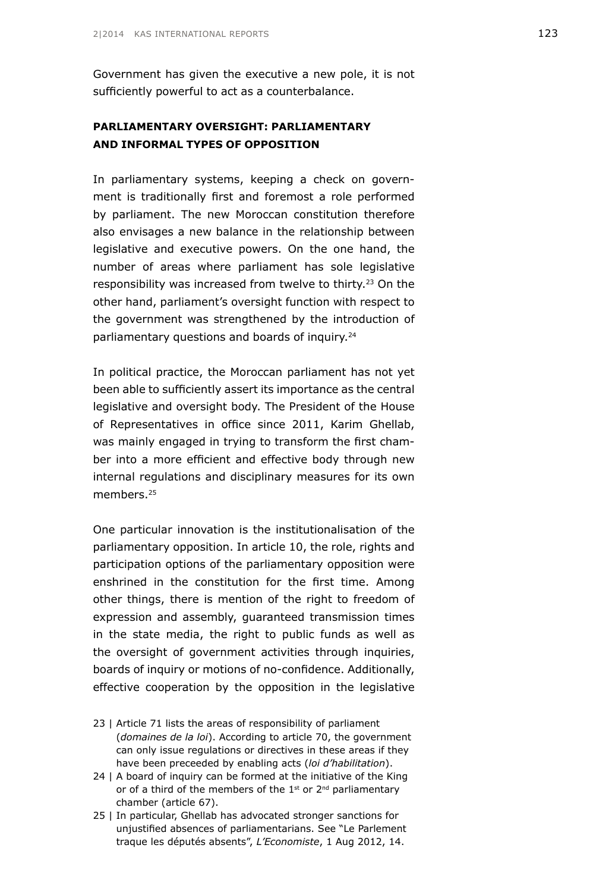Government has given the executive a new pole, it is not sufficiently powerful to act as a counterbalance.

## PARLIAMENTARY OVERSIGHT: PARLIAMENTARY AND INFORMAL TYPES OF OPPOSITION

In parliamentary systems, keeping a check on government is traditionally first and foremost a role performed by parliament. The new Moroccan constitution therefore also envisages a new balance in the relationship between legislative and executive powers. On the one hand, the number of areas where parliament has sole legislative responsibility was increased from twelve to thirty.[23] On the other hand, parliament's oversight function with respect to the government was strengthened by the introduction of parliamentary questions and boards of inquiry.[24]

In political practice, the Moroccan parliament has not yet been able to sufficiently assert its importance as the central legislative and oversight body. The President of the House of Representatives in office since 2011, Karim Ghellab, was mainly engaged in trying to transform the first chamber into a more efficient and effective body through new internal regulations and disciplinary measures for its own members.[25]

One particular innovation is the institutionalisation of the parliamentary opposition. In article 10, the role, rights and participation options of the parliamentary opposition were enshrined in the constitution for the first time. Among other things, there is mention of the right to freedom of expression and assembly, guaranteed transmission times in the state media, the right to public funds as well as the oversight of government activities through inquiries, boards of inquiry or motions of no-confidence. Additionally, effective cooperation by the opposition in the legislative

23 | Article 71 lists the areas of responsibility of parliament (*domaines de la loi*). According to article 70, the government can only issue regulations or directives in these areas if they have been preceeded by enabling acts (*loi d'habilitation*).

24 | A board of inquiry can be formed at the initiative of the King or of a third of the members of the 1st or 2nd parliamentary chamber (article 67).

25 | In particular, Ghellab has advocated stronger sanctions for unjustified absences of parliamentarians. See "Le Parlement traque les députés absents", *L'Economiste*, 1 Aug 2012, 14.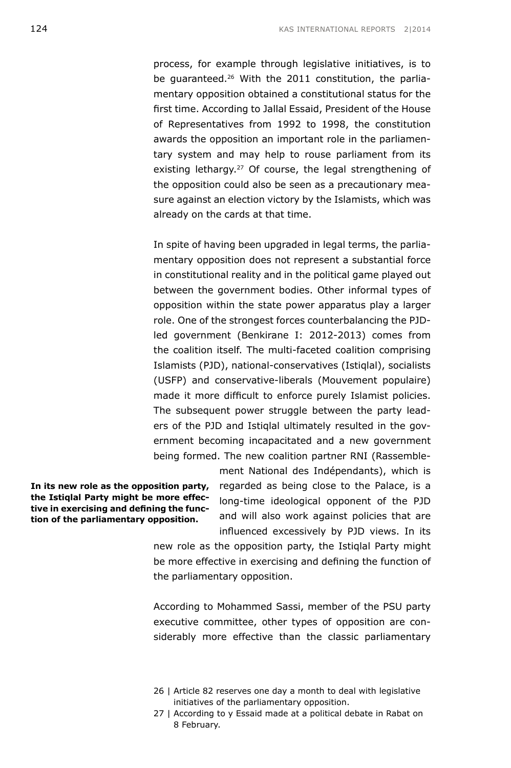process, for example through legislative initiatives, is to be guaranteed.[26] With the 2011 constitution, the parliamentary opposition obtained a constitutional status for the first time. According to Jallal Essaid, President of the House of Representatives from 1992 to 1998, the constitution awards the opposition an important role in the parliamentary system and may help to rouse parliament from its existing lethargy.[27] Of course, the legal strengthening of the opposition could also be seen as a precautionary measure against an election victory by the Islamists, which was already on the cards at that time.

In spite of having been upgraded in legal terms, the parliamentary opposition does not represent a substantial force in constitutional reality and in the political game played out between the government bodies. Other informal types of opposition within the state power apparatus play a larger role. One of the strongest forces counterbalancing the PJD-led government (Benkirane I: 2012-2013) comes from the coalition itself. The multi-faceted coalition comprising Islamists (PJD), national-conservatives (Istiqlal), socialists (USFP) and conservative-liberals (Mouvement populaire) made it more difficult to enforce purely Islamist policies. The subsequent power struggle between the party leaders of the PJD and Istiqlal ultimately resulted in the government becoming incapacitated and a new government being formed. The new coalition partner RNI (Rassemblement National des Indépendants), which is regarded as being close to the Palace, is a long-time ideological opponent of the PJD and will also work against policies that are influenced excessively by PJD views. In its new role as the opposition party, the Istiqlal Party might be more effective in exercising and defining the function of the parliamentary opposition.

**In its new role as the opposition party, the Istiqlal Party might be more effective in exercising and defining the function of the parliamentary opposition.**

According to Mohammed Sassi, member of the PSU party executive committee, other types of opposition are considerably more effective than the classic parliamentary

26 | Article 82 reserves one day a month to deal with legislative initiatives of the parliamentary opposition.

27 | According to y Essaid made at a political debate in Rabat on 8 February.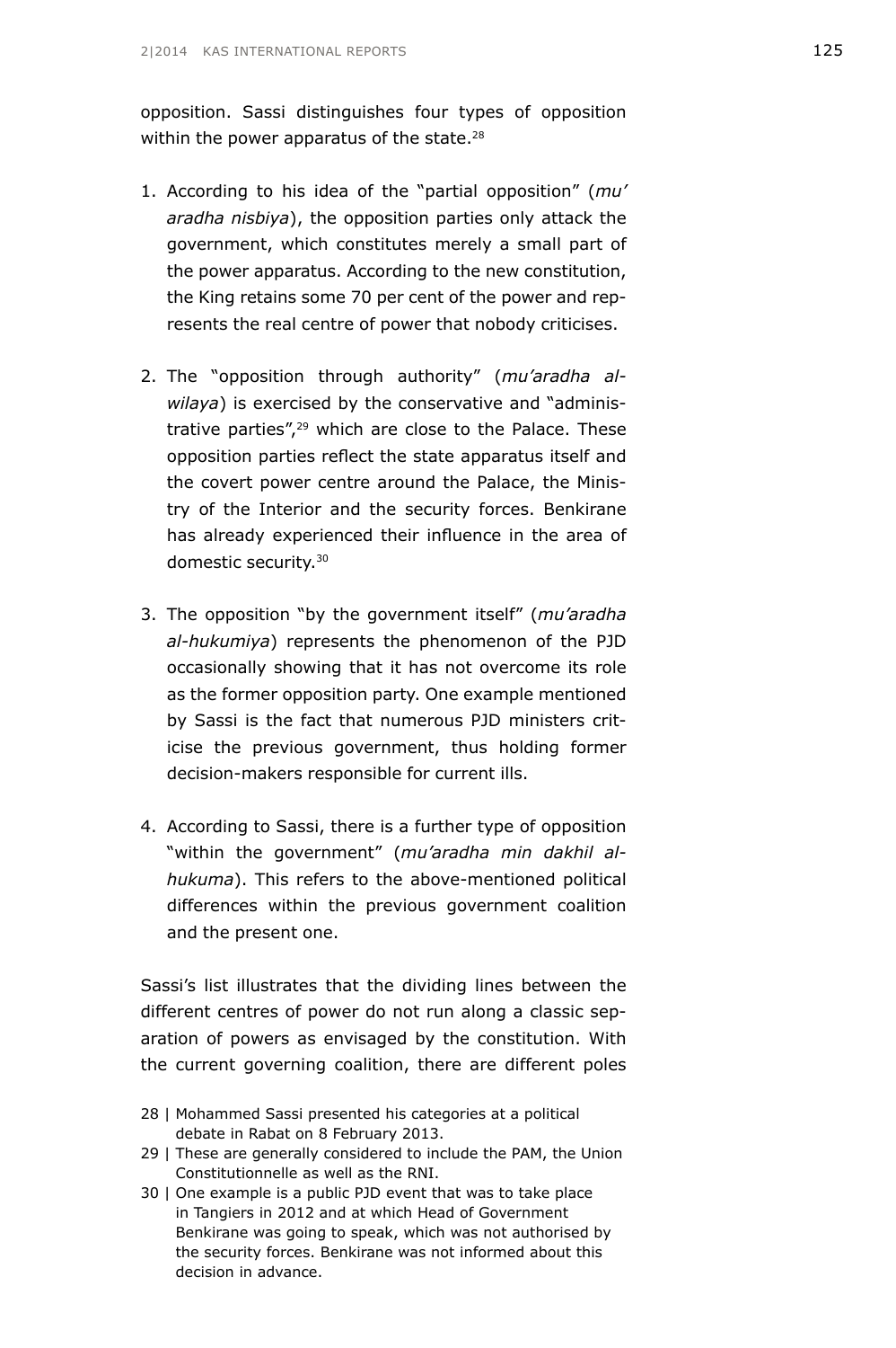opposition. Sassi distinguishes four types of opposition within the power apparatus of the state.[28]

1. According to his idea of the "partial opposition" (*mu' aradha nisbiya*), the opposition parties only attack the government, which constitutes merely a small part of the power apparatus. According to the new constitution, the King retains some 70 per cent of the power and represents the real centre of power that nobody criticises.

2. The "opposition through authority" (*mu'aradha al-wilaya*) is exercised by the conservative and "administrative parties",[29] which are close to the Palace. These opposition parties reflect the state apparatus itself and the covert power centre around the Palace, the Ministry of the Interior and the security forces. Benkirane has already experienced their influence in the area of domestic security.[30]

3. The opposition "by the government itself" (*mu'aradha al-hukumiya*) represents the phenomenon of the PJD occasionally showing that it has not overcome its role as the former opposition party. One example mentioned by Sassi is the fact that numerous PJD ministers criticise the previous government, thus holding former decision-makers responsible for current ills.

4. According to Sassi, there is a further type of opposition "within the government" (*mu'aradha min dakhil al-hukuma*). This refers to the above-mentioned political differences within the previous government coalition and the present one.

Sassi's list illustrates that the dividing lines between the different centres of power do not run along a classic separation of powers as envisaged by the constitution. With the current governing coalition, there are different poles

28 | Mohammed Sassi presented his categories at a political debate in Rabat on 8 February 2013.

29 | These are generally considered to include the PAM, the Union Constitutionnelle as well as the RNI.

30 | One example is a public PJD event that was to take place in Tangiers in 2012 and at which Head of Government Benkirane was going to speak, which was not authorised by the security forces. Benkirane was not informed about this decision in advance.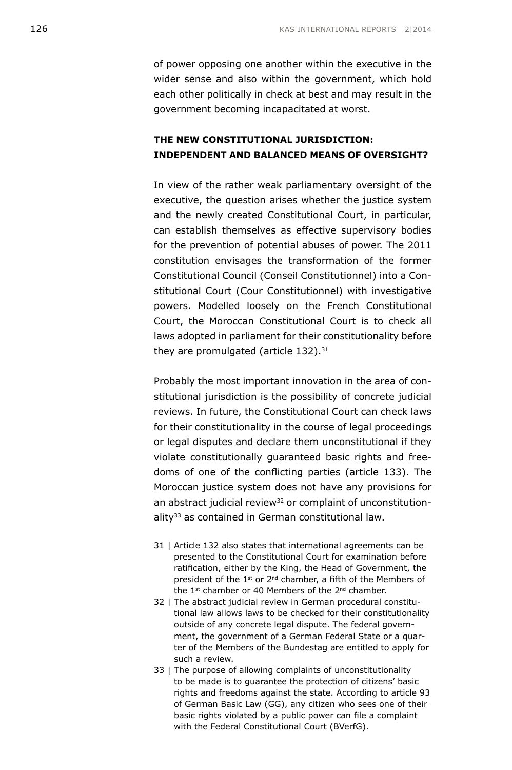of power opposing one another within the executive in the wider sense and also within the government, which hold each other politically in check at best and may result in the government becoming incapacitated at worst.

## THE NEW CONSTITUTIONAL JURISDICTION: INDEPENDENT AND BALANCED MEANS OF OVERSIGHT?

In view of the rather weak parliamentary oversight of the executive, the question arises whether the justice system and the newly created Constitutional Court, in particular, can establish themselves as effective supervisory bodies for the prevention of potential abuses of power. The 2011 constitution envisages the transformation of the former Constitutional Council (Conseil Constitutionnel) into a Constitutional Court (Cour Constitutionnel) with investigative powers. Modelled loosely on the French Constitutional Court, the Moroccan Constitutional Court is to check all laws adopted in parliament for their constitutionality before they are promulgated (article 132).[31]

Probably the most important innovation in the area of constitutional jurisdiction is the possibility of concrete judicial reviews. In future, the Constitutional Court can check laws for their constitutionality in the course of legal proceedings or legal disputes and declare them unconstitutional if they violate constitutionally guaranteed basic rights and freedoms of one of the conflicting parties (article 133). The Moroccan justice system does not have any provisions for an abstract judicial review[32] or complaint of unconstitutionality[33] as contained in German constitutional law.

31 | Article 132 also states that international agreements can be presented to the Constitutional Court for examination before ratification, either by the King, the Head of Government, the president of the 1st or 2nd chamber, a fifth of the Members of the 1st chamber or 40 Members of the 2nd chamber.

32 | The abstract judicial review in German procedural constitutional law allows laws to be checked for their constitutionality outside of any concrete legal dispute. The federal government, the government of a German Federal State or a quarter of the Members of the Bundestag are entitled to apply for such a review.

33 | The purpose of allowing complaints of unconstitutionality to be made is to guarantee the protection of citizens' basic rights and freedoms against the state. According to article 93 of German Basic Law (GG), any citizen who sees one of their basic rights violated by a public power can file a complaint with the Federal Constitutional Court (BVerfG).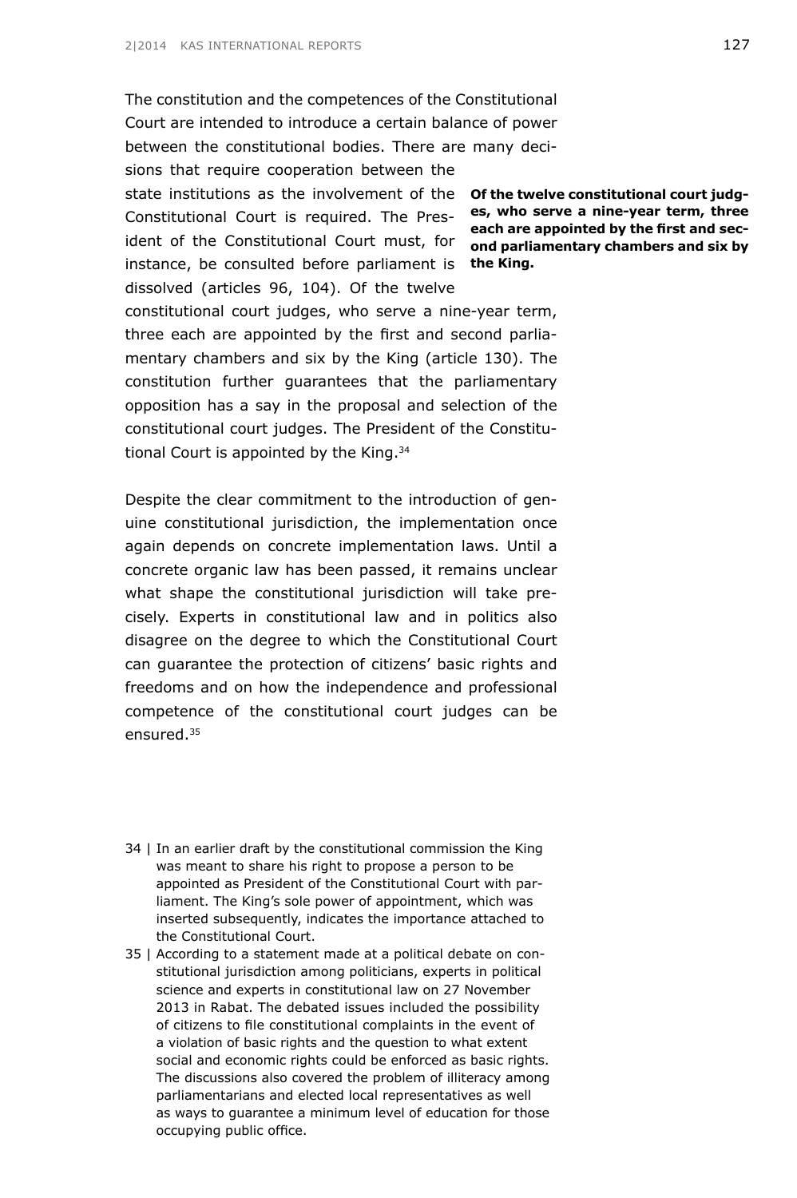The constitution and the competences of the Constitutional Court are intended to introduce a certain balance of power between the constitutional bodies. There are many decisions that require cooperation between the state institutions as the involvement of the Constitutional Court is required. The President of the Constitutional Court must, for instance, be consulted before parliament is dissolved (articles 96, 104). Of the twelve constitutional court judges, who serve a nine-year term, three each are appointed by the first and second parliamentary chambers and six by the King (article 130). The constitution further guarantees that the parliamentary opposition has a say in the proposal and selection of the constitutional court judges. The President of the Constitutional Court is appointed by the King.[34]

**Of the twelve constitutional court judges, who serve a nine-year term, three each are appointed by the first and second parliamentary chambers and six by the King.**

Despite the clear commitment to the introduction of genuine constitutional jurisdiction, the implementation once again depends on concrete implementation laws. Until a concrete organic law has been passed, it remains unclear what shape the constitutional jurisdiction will take precisely. Experts in constitutional law and in politics also disagree on the degree to which the Constitutional Court can guarantee the protection of citizens' basic rights and freedoms and on how the independence and professional competence of the constitutional court judges can be ensured.[35]

34 | In an earlier draft by the constitutional commission the King was meant to share his right to propose a person to be appointed as President of the Constitutional Court with parliament. The King's sole power of appointment, which was inserted subsequently, indicates the importance attached to the Constitutional Court.

35 | According to a statement made at a political debate on constitutional jurisdiction among politicians, experts in political science and experts in constitutional law on 27 November 2013 in Rabat. The debated issues included the possibility of citizens to file constitutional complaints in the event of a violation of basic rights and the question to what extent social and economic rights could be enforced as basic rights. The discussions also covered the problem of illiteracy among parliamentarians and elected local representatives as well as ways to guarantee a minimum level of education for those occupying public office.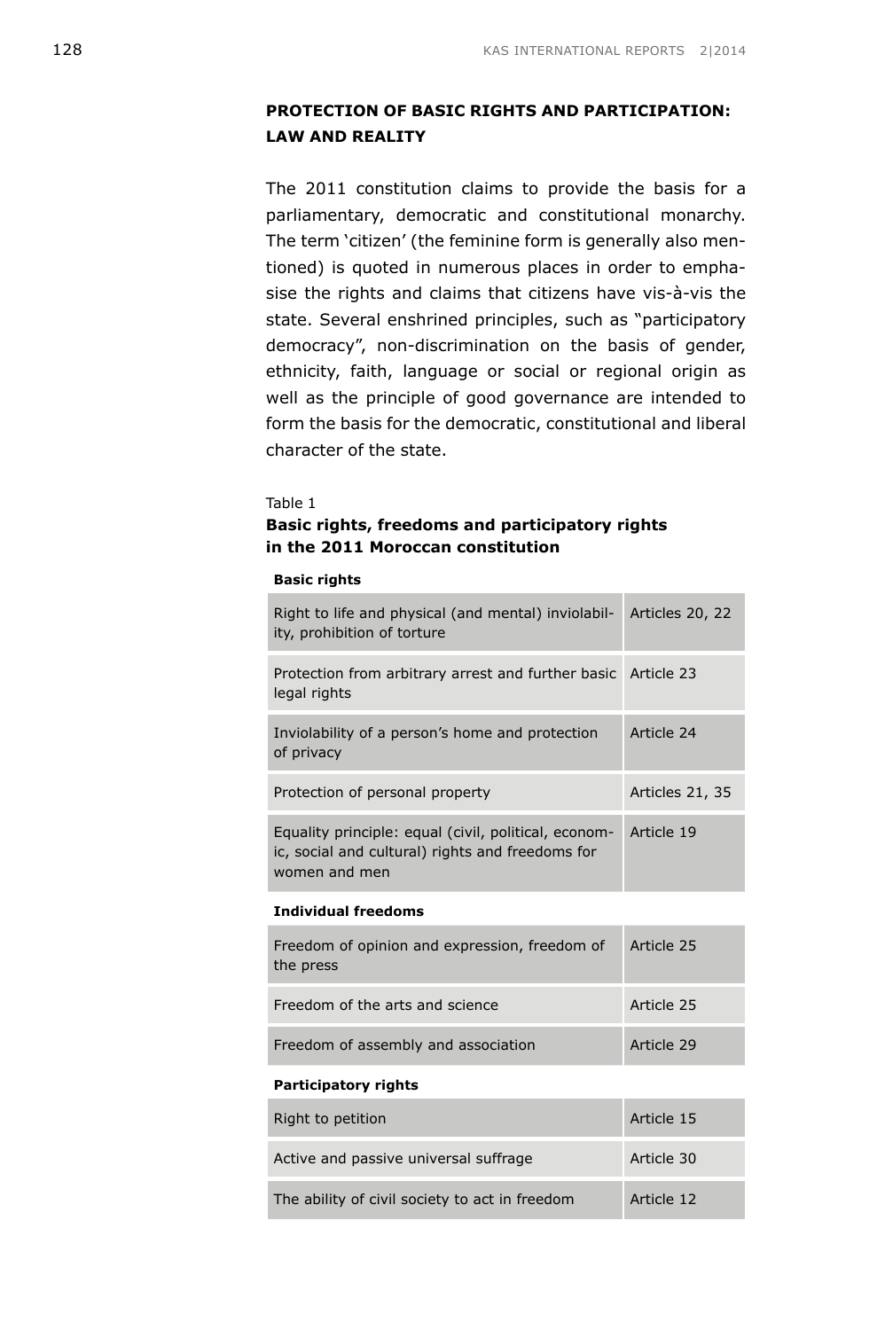## PROTECTION OF BASIC RIGHTS AND PARTICIPATION: LAW AND REALITY

The 2011 constitution claims to provide the basis for a parliamentary, democratic and constitutional monarchy. The term 'citizen' (the feminine form is generally also mentioned) is quoted in numerous places in order to emphasise the rights and claims that citizens have vis-à-vis the state. Several enshrined principles, such as "participatory democracy", non-discrimination on the basis of gender, ethnicity, faith, language or social or regional origin as well as the principle of good governance are intended to form the basis for the democratic, constitutional and liberal character of the state.

Table 1
**Basic rights, freedoms and participatory rights in the 2011 Moroccan constitution**

| | |
|---|---|
| **Basic rights** | |
| Right to life and physical (and mental) inviolability, prohibition of torture | Articles 20, 22 |
| Protection from arbitrary arrest and further basic legal rights | Article 23 |
| Inviolability of a person's home and protection of privacy | Article 24 |
| Protection of personal property | Articles 21, 35 |
| Equality principle: equal (civil, political, economic, social and cultural) rights and freedoms for women and men | Article 19 |
| **Individual freedoms** | |
| Freedom of opinion and expression, freedom of the press | Article 25 |
| Freedom of the arts and science | Article 25 |
| Freedom of assembly and association | Article 29 |
| **Participatory rights** | |
| Right to petition | Article 15 |
| Active and passive universal suffrage | Article 30 |
| The ability of civil society to act in freedom | Article 12 |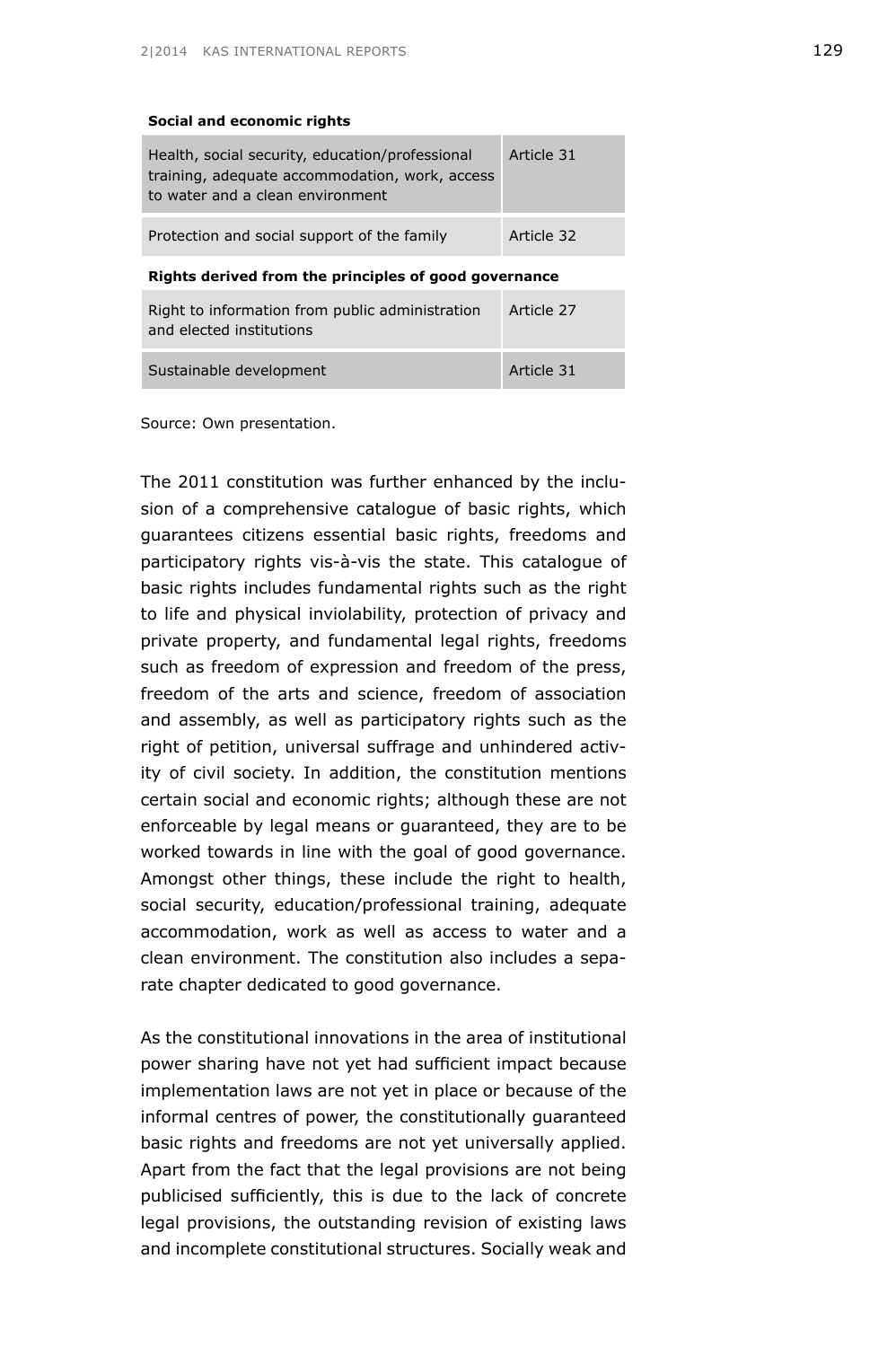| Social and economic rights | |
|---|---|
| Health, social security, education/professional training, adequate accommodation, work, access to water and a clean environment | Article 31 |
| Protection and social support of the family | Article 32 |
| **Rights derived from the principles of good governance** | |
| Right to information from public administration and elected institutions | Article 27 |
| Sustainable development | Article 31 |

Source: Own presentation.

The 2011 constitution was further enhanced by the inclusion of a comprehensive catalogue of basic rights, which guarantees citizens essential basic rights, freedoms and participatory rights vis-à-vis the state. This catalogue of basic rights includes fundamental rights such as the right to life and physical inviolability, protection of privacy and private property, and fundamental legal rights, freedoms such as freedom of expression and freedom of the press, freedom of the arts and science, freedom of association and assembly, as well as participatory rights such as the right of petition, universal suffrage and unhindered activity of civil society. In addition, the constitution mentions certain social and economic rights; although these are not enforceable by legal means or guaranteed, they are to be worked towards in line with the goal of good governance. Amongst other things, these include the right to health, social security, education/professional training, adequate accommodation, work as well as access to water and a clean environment. The constitution also includes a separate chapter dedicated to good governance.

As the constitutional innovations in the area of institutional power sharing have not yet had sufficient impact because implementation laws are not yet in place or because of the informal centres of power, the constitutionally guaranteed basic rights and freedoms are not yet universally applied. Apart from the fact that the legal provisions are not being publicised sufficiently, this is due to the lack of concrete legal provisions, the outstanding revision of existing laws and incomplete constitutional structures. Socially weak and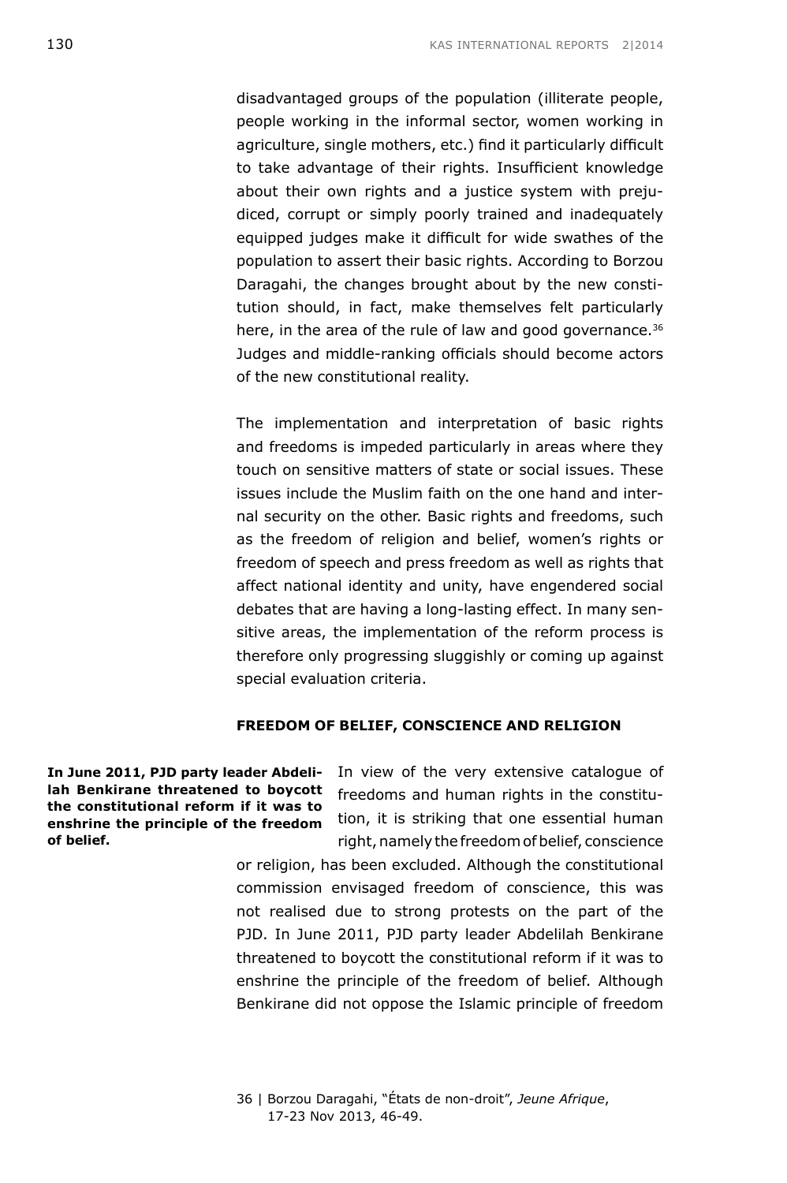disadvantaged groups of the population (illiterate people, people working in the informal sector, women working in agriculture, single mothers, etc.) find it particularly difficult to take advantage of their rights. Insufficient knowledge about their own rights and a justice system with prejudiced, corrupt or simply poorly trained and inadequately equipped judges make it difficult for wide swathes of the population to assert their basic rights. According to Borzou Daragahi, the changes brought about by the new constitution should, in fact, make themselves felt particularly here, in the area of the rule of law and good governance.[36] Judges and middle-ranking officials should become actors of the new constitutional reality.

The implementation and interpretation of basic rights and freedoms is impeded particularly in areas where they touch on sensitive matters of state or social issues. These issues include the Muslim faith on the one hand and internal security on the other. Basic rights and freedoms, such as the freedom of religion and belief, women's rights or freedom of speech and press freedom as well as rights that affect national identity and unity, have engendered social debates that are having a long-lasting effect. In many sensitive areas, the implementation of the reform process is therefore only progressing sluggishly or coming up against special evaluation criteria.

## FREEDOM OF BELIEF, CONSCIENCE AND RELIGION

**In June 2011, PJD party leader Abdelilah Benkirane threatened to boycott the constitutional reform if it was to enshrine the principle of the freedom of belief.**

In view of the very extensive catalogue of freedoms and human rights in the constitution, it is striking that one essential human right, namely the freedom of belief, conscience or religion, has been excluded. Although the constitutional commission envisaged freedom of conscience, this was not realised due to strong protests on the part of the PJD. In June 2011, PJD party leader Abdelilah Benkirane threatened to boycott the constitutional reform if it was to enshrine the principle of the freedom of belief. Although Benkirane did not oppose the Islamic principle of freedom

36 | Borzou Daragahi, "États de non-droit", *Jeune Afrique*, 17-23 Nov 2013, 46-49.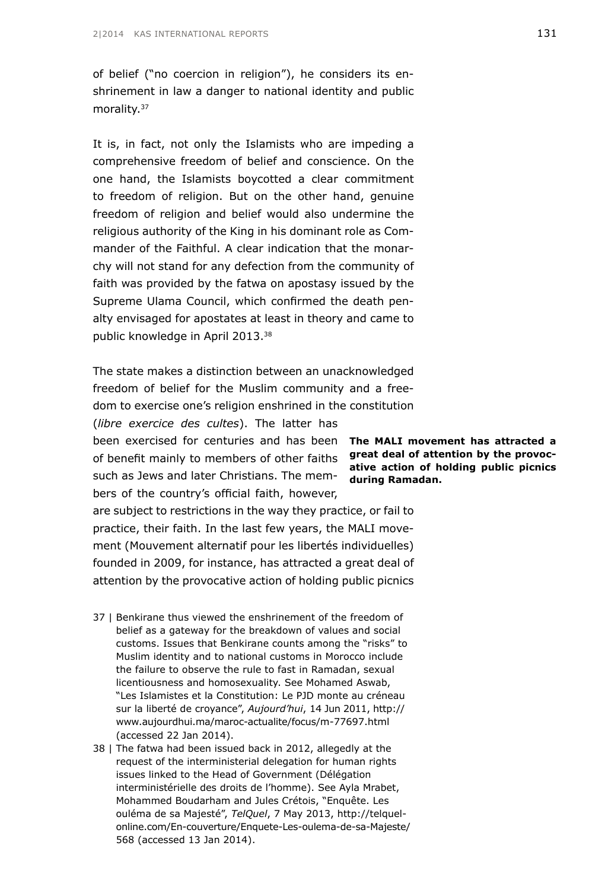of belief ("no coercion in religion"), he considers its enshrinement in law a danger to national identity and public morality.[37]

It is, in fact, not only the Islamists who are impeding a comprehensive freedom of belief and conscience. On the one hand, the Islamists boycotted a clear commitment to freedom of religion. But on the other hand, genuine freedom of religion and belief would also undermine the religious authority of the King in his dominant role as Commander of the Faithful. A clear indication that the monarchy will not stand for any defection from the community of faith was provided by the fatwa on apostasy issued by the Supreme Ulama Council, which confirmed the death penalty envisaged for apostates at least in theory and came to public knowledge in April 2013.[38]

The state makes a distinction between an unacknowledged freedom of belief for the Muslim community and a freedom to exercise one's religion enshrined in the constitution (*libre exercice des cultes*). The latter has been exercised for centuries and has been of benefit mainly to members of other faiths such as Jews and later Christians. The members of the country's official faith, however, are subject to restrictions in the way they practice, or fail to practice, their faith. In the last few years, the MALI movement (Mouvement alternatif pour les libertés individuelles) founded in 2009, for instance, has attracted a great deal of attention by the provocative action of holding public picnics

**The MALI movement has attracted a great deal of attention by the provocative action of holding public picnics during Ramadan.**

37 | Benkirane thus viewed the enshrinement of the freedom of belief as a gateway for the breakdown of values and social customs. Issues that Benkirane counts among the "risks" to Muslim identity and to national customs in Morocco include the failure to observe the rule to fast in Ramadan, sexual licentiousness and homosexuality. See Mohamed Aswab, "Les Islamistes et la Constitution: Le PJD monte au créneau sur la liberté de croyance", *Aujourd'hui*, 14 Jun 2011, http://www.aujourdhui.ma/maroc-actualite/focus/m-77697.html (accessed 22 Jan 2014).

38 | The fatwa had been issued back in 2012, allegedly at the request of the interministerial delegation for human rights issues linked to the Head of Government (Délégation interministérielle des droits de l'homme). See Ayla Mrabet, Mohammed Boudarham and Jules Crétois, "Enquête. Les ouléma de sa Majesté", *TelQuel*, 7 May 2013, http://telquel-online.com/En-couverture/Enquete-Les-oulema-de-sa-Majeste/568 (accessed 13 Jan 2014).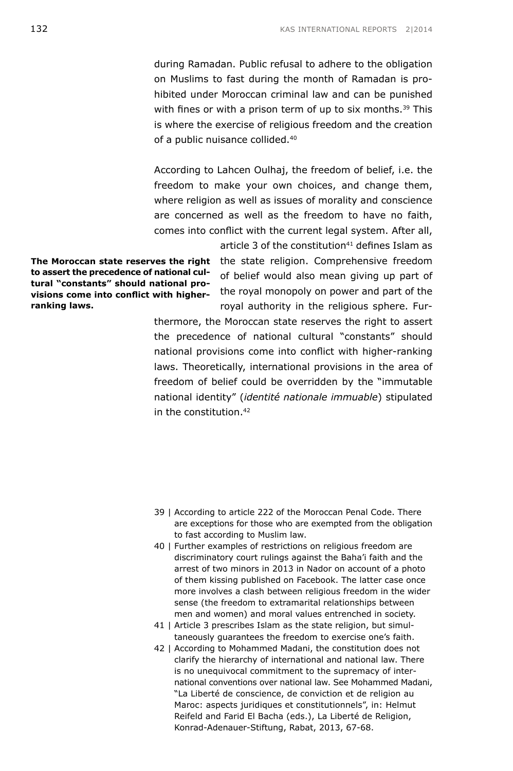during Ramadan. Public refusal to adhere to the obligation on Muslims to fast during the month of Ramadan is prohibited under Moroccan criminal law and can be punished with fines or with a prison term of up to six months.[39] This is where the exercise of religious freedom and the creation of a public nuisance collided.[40]

According to Lahcen Oulhaj, the freedom of belief, i.e. the freedom to make your own choices, and change them, where religion as well as issues of morality and conscience are concerned as well as the freedom to have no faith, comes into conflict with the current legal system. After all, article 3 of the constitution[41] defines Islam as the state religion. Comprehensive freedom of belief would also mean giving up part of the royal monopoly on power and part of the royal authority in the religious sphere. Furthermore, the Moroccan state reserves the right to assert the precedence of national cultural "constants" should national provisions come into conflict with higher-ranking laws. Theoretically, international provisions in the area of freedom of belief could be overridden by the "immutable national identity" (*identité nationale immuable*) stipulated in the constitution.[42]

**The Moroccan state reserves the right to assert the precedence of national cultural "constants" should national provisions come into conflict with higher-ranking laws.**

39 | According to article 222 of the Moroccan Penal Code. There are exceptions for those who are exempted from the obligation to fast according to Muslim law.

40 | Further examples of restrictions on religious freedom are discriminatory court rulings against the Baha'i faith and the arrest of two minors in 2013 in Nador on account of a photo of them kissing published on Facebook. The latter case once more involves a clash between religious freedom in the wider sense (the freedom to extramarital relationships between men and women) and moral values entrenched in society.

41 | Article 3 prescribes Islam as the state religion, but simultaneously guarantees the freedom to exercise one's faith.

42 | According to Mohammed Madani, the constitution does not clarify the hierarchy of international and national law. There is no unequivocal commitment to the supremacy of international conventions over national law. See Mohammed Madani, "La Liberté de conscience, de conviction et de religion au Maroc: aspects juridiques et constitutionnels", in: Helmut Reifeld and Farid El Bacha (eds.), La Liberté de Religion, Konrad-Adenauer-Stiftung, Rabat, 2013, 67-68.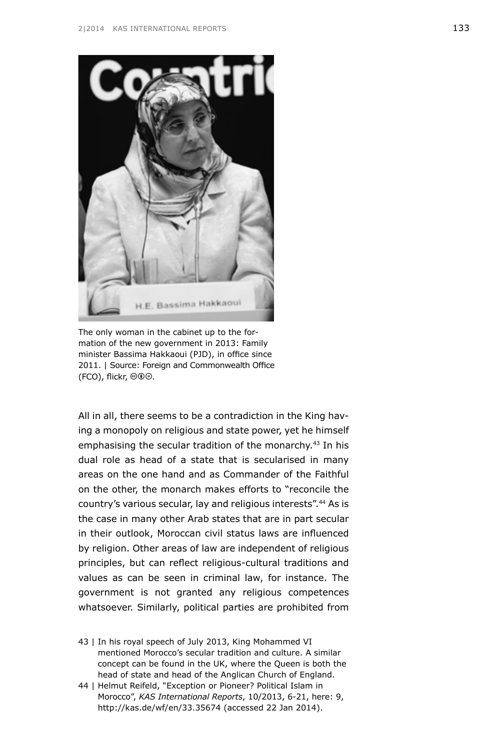The only woman in the cabinet up to the formation of the new government in 2013: Family minister Bassima Hakkaoui (PJD), in office since 2011. | Source: Foreign and Commonwealth Office (FCO), flickr, ⓒⓘⓔ.

All in all, there seems to be a contradiction in the King having a monopoly on religious and state power, yet he himself emphasising the secular tradition of the monarchy.[43] In his dual role as head of a state that is secularised in many areas on the one hand and as Commander of the Faithful on the other, the monarch makes efforts to "reconcile the country's various secular, lay and religious interests".[44] As is the case in many other Arab states that are in part secular in their outlook, Moroccan civil status laws are influenced by religion. Other areas of law are independent of religious principles, but can reflect religious-cultural traditions and values as can be seen in criminal law, for instance. The government is not granted any religious competences whatsoever. Similarly, political parties are prohibited from

43 | In his royal speech of July 2013, King Mohammed VI mentioned Morocco's secular tradition and culture. A similar concept can be found in the UK, where the Queen is both the head of state and head of the Anglican Church of England.

44 | Helmut Reifeld, "Exception or Pioneer? Political Islam in Morocco", *KAS International Reports*, 10/2013, 6-21, here: 9, http://kas.de/wf/en/33.35674 (accessed 22 Jan 2014).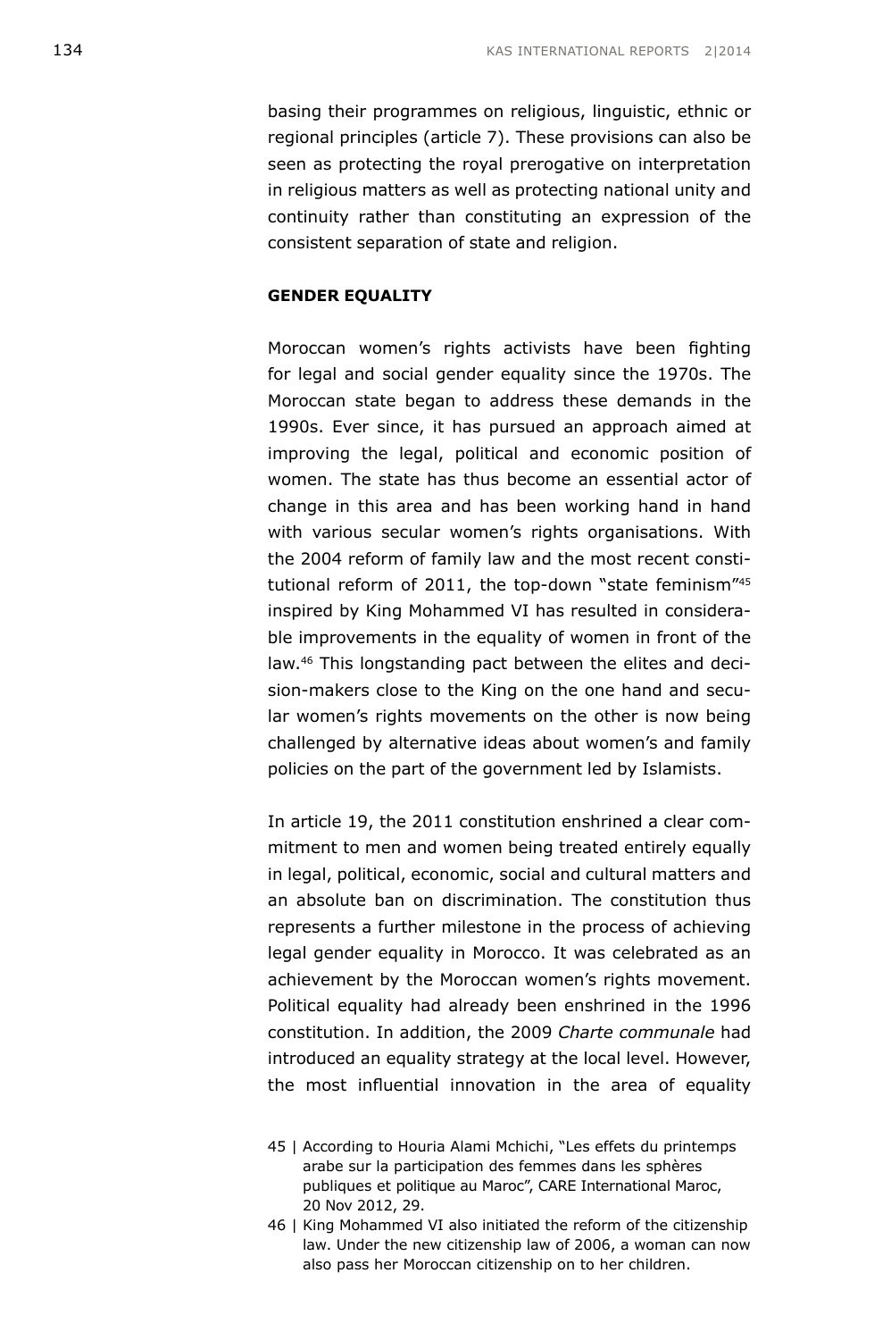basing their programmes on religious, linguistic, ethnic or regional principles (article 7). These provisions can also be seen as protecting the royal prerogative on interpretation in religious matters as well as protecting national unity and continuity rather than constituting an expression of the consistent separation of state and religion.

**GENDER EQUALITY**

Moroccan women's rights activists have been fighting for legal and social gender equality since the 1970s. The Moroccan state began to address these demands in the 1990s. Ever since, it has pursued an approach aimed at improving the legal, political and economic position of women. The state has thus become an essential actor of change in this area and has been working hand in hand with various secular women's rights organisations. With the 2004 reform of family law and the most recent constitutional reform of 2011, the top-down "state feminism"[45] inspired by King Mohammed VI has resulted in considerable improvements in the equality of women in front of the law.[46] This longstanding pact between the elites and decision-makers close to the King on the one hand and secular women's rights movements on the other is now being challenged by alternative ideas about women's and family policies on the part of the government led by Islamists.

In article 19, the 2011 constitution enshrined a clear commitment to men and women being treated entirely equally in legal, political, economic, social and cultural matters and an absolute ban on discrimination. The constitution thus represents a further milestone in the process of achieving legal gender equality in Morocco. It was celebrated as an achievement by the Moroccan women's rights movement. Political equality had already been enshrined in the 1996 constitution. In addition, the 2009 *Charte communale* had introduced an equality strategy at the local level. However, the most influential innovation in the area of equality

45 | According to Houria Alami Mchichi, "Les effets du printemps arabe sur la participation des femmes dans les sphères publiques et politique au Maroc", CARE International Maroc, 20 Nov 2012, 29.

46 | King Mohammed VI also initiated the reform of the citizenship law. Under the new citizenship law of 2006, a woman can now also pass her Moroccan citizenship on to her children.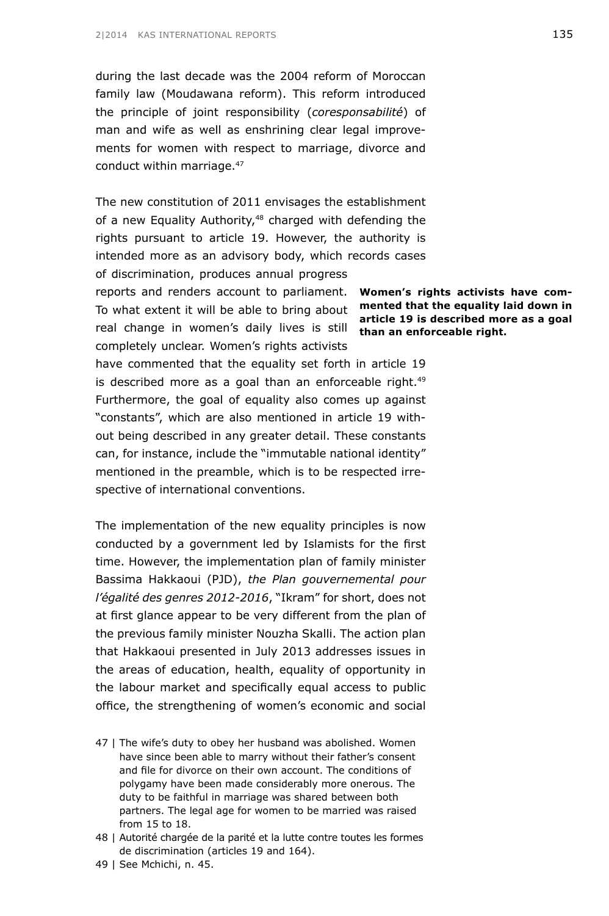during the last decade was the 2004 reform of Moroccan family law (Moudawana reform). This reform introduced the principle of joint responsibility (*coresponsabilité*) of man and wife as well as enshrining clear legal improvements for women with respect to marriage, divorce and conduct within marriage.[47]

The new constitution of 2011 envisages the establishment of a new Equality Authority,[48] charged with defending the rights pursuant to article 19. However, the authority is intended more as an advisory body, which records cases of discrimination, produces annual progress reports and renders account to parliament. To what extent it will be able to bring about real change in women's daily lives is still completely unclear. Women's rights activists have commented that the equality set forth in article 19 is described more as a goal than an enforceable right.[49] Furthermore, the goal of equality also comes up against "constants", which are also mentioned in article 19 without being described in any greater detail. These constants can, for instance, include the "immutable national identity" mentioned in the preamble, which is to be respected irrespective of international conventions.

**Women's rights activists have commented that the equality laid down in article 19 is described more as a goal than an enforceable right.**

The implementation of the new equality principles is now conducted by a government led by Islamists for the first time. However, the implementation plan of family minister Bassima Hakkaoui (PJD), *the Plan gouvernemental pour l'égalité des genres 2012-2016*, "Ikram" for short, does not at first glance appear to be very different from the plan of the previous family minister Nouzha Skalli. The action plan that Hakkaoui presented in July 2013 addresses issues in the areas of education, health, equality of opportunity in the labour market and specifically equal access to public office, the strengthening of women's economic and social

47 | The wife's duty to obey her husband was abolished. Women have since been able to marry without their father's consent and file for divorce on their own account. The conditions of polygamy have been made considerably more onerous. The duty to be faithful in marriage was shared between both partners. The legal age for women to be married was raised from 15 to 18.

48 | Autorité chargée de la parité et la lutte contre toutes les formes de discrimination (articles 19 and 164).

49 | See Mchichi, n. 45.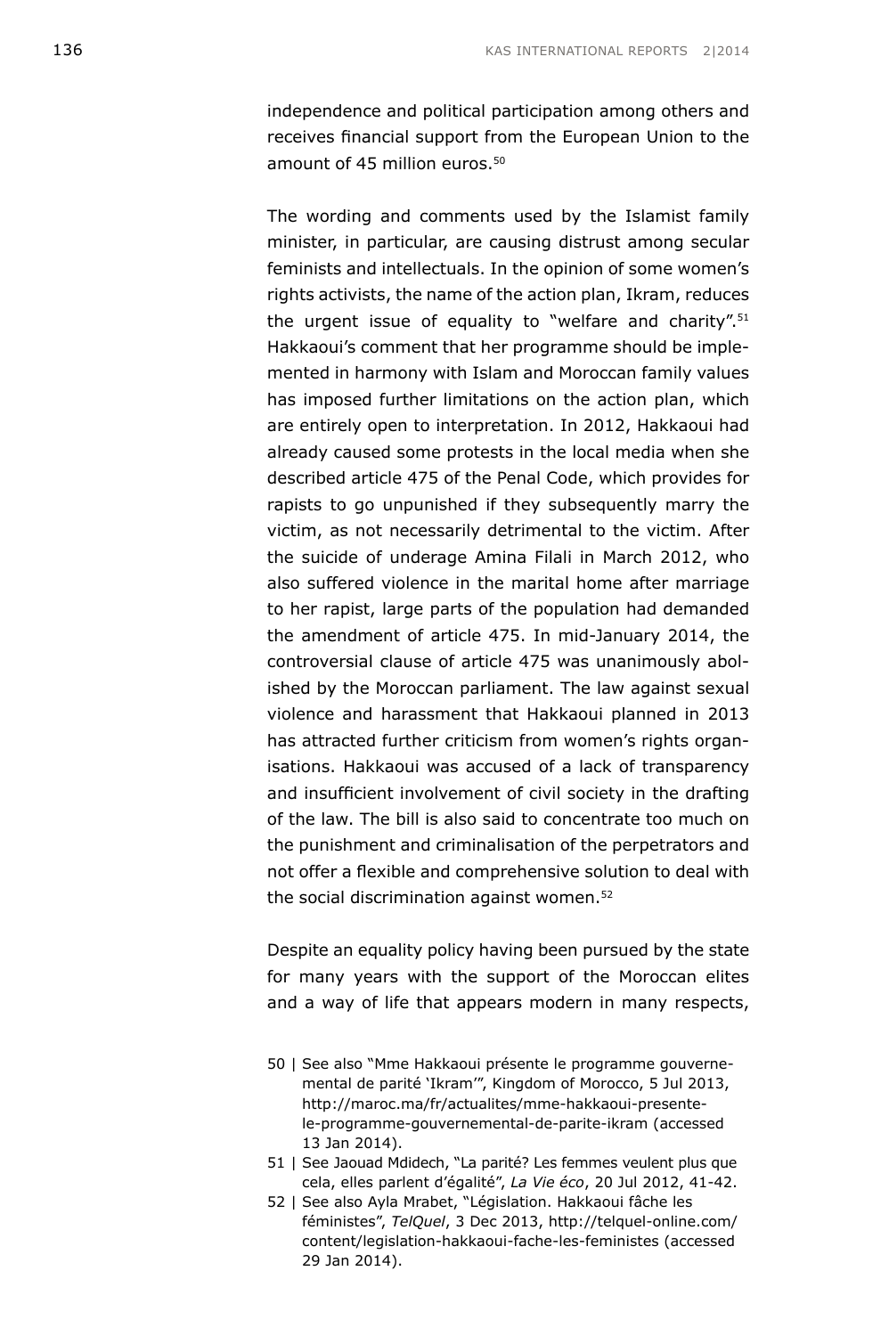independence and political participation among others and receives financial support from the European Union to the amount of 45 million euros.[50]

The wording and comments used by the Islamist family minister, in particular, are causing distrust among secular feminists and intellectuals. In the opinion of some women's rights activists, the name of the action plan, Ikram, reduces the urgent issue of equality to "welfare and charity".[51] Hakkaoui's comment that her programme should be implemented in harmony with Islam and Moroccan family values has imposed further limitations on the action plan, which are entirely open to interpretation. In 2012, Hakkaoui had already caused some protests in the local media when she described article 475 of the Penal Code, which provides for rapists to go unpunished if they subsequently marry the victim, as not necessarily detrimental to the victim. After the suicide of underage Amina Filali in March 2012, who also suffered violence in the marital home after marriage to her rapist, large parts of the population had demanded the amendment of article 475. In mid-January 2014, the controversial clause of article 475 was unanimously abolished by the Moroccan parliament. The law against sexual violence and harassment that Hakkaoui planned in 2013 has attracted further criticism from women's rights organisations. Hakkaoui was accused of a lack of transparency and insufficient involvement of civil society in the drafting of the law. The bill is also said to concentrate too much on the punishment and criminalisation of the perpetrators and not offer a flexible and comprehensive solution to deal with the social discrimination against women.[52]

Despite an equality policy having been pursued by the state for many years with the support of the Moroccan elites and a way of life that appears modern in many respects,

50 | See also "Mme Hakkaoui présente le programme gouvernemental de parité 'Ikram'", Kingdom of Morocco, 5 Jul 2013, http://maroc.ma/fr/actualites/mme-hakkaoui-presente-le-programme-gouvernemental-de-parite-ikram (accessed 13 Jan 2014).

51 | See Jaouad Mdidech, "La parité? Les femmes veulent plus que cela, elles parlent d'égalité", *La Vie éco*, 20 Jul 2012, 41-42.

52 | See also Ayla Mrabet, "Législation. Hakkaoui fâche les féministes", *TelQuel*, 3 Dec 2013, http://telquel-online.com/content/legislation-hakkaoui-fache-les-feministes (accessed 29 Jan 2014).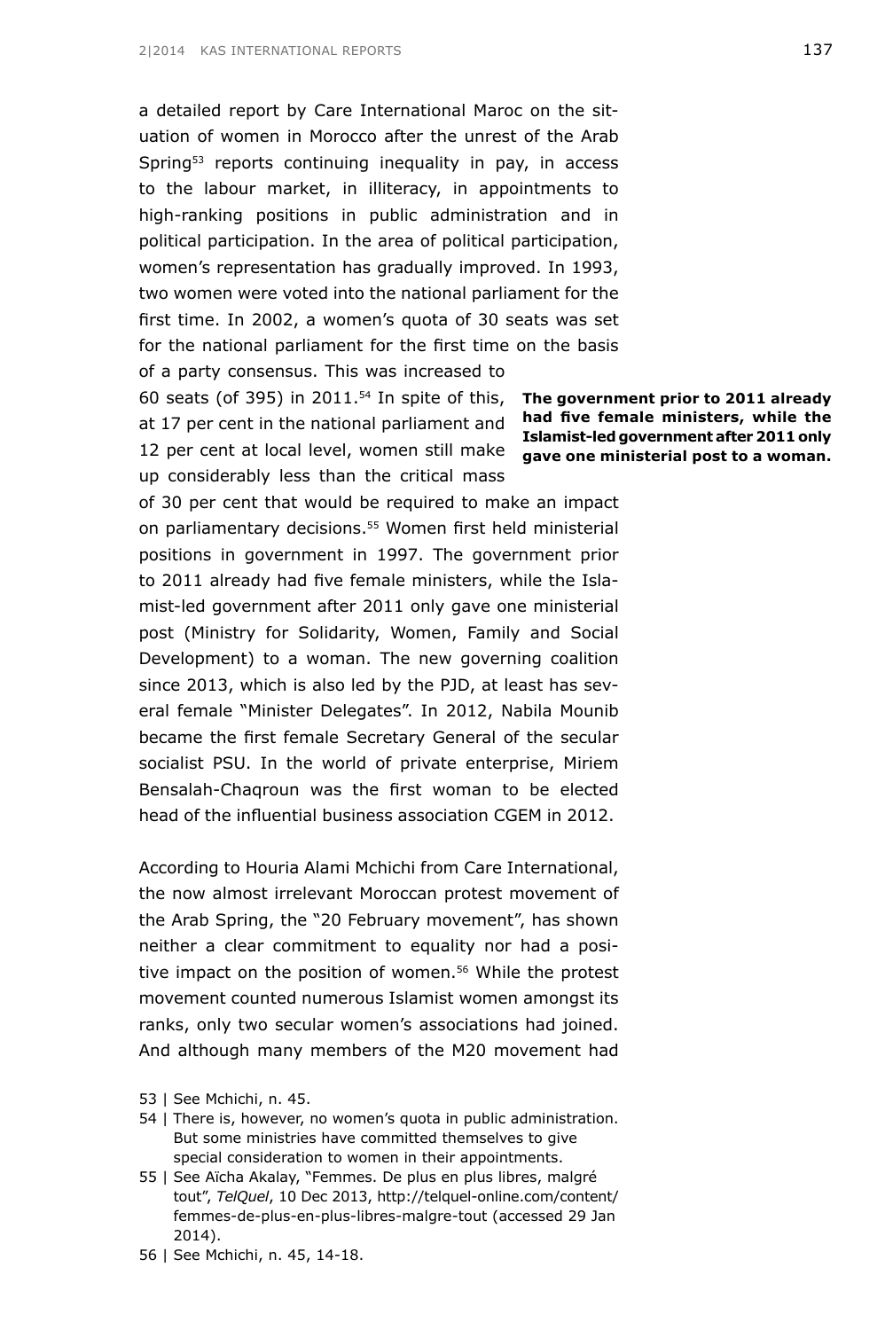a detailed report by Care International Maroc on the situation of women in Morocco after the unrest of the Arab Spring[53] reports continuing inequality in pay, in access to the labour market, in illiteracy, in appointments to high-ranking positions in public administration and in political participation. In the area of political participation, women's representation has gradually improved. In 1993, two women were voted into the national parliament for the first time. In 2002, a women's quota of 30 seats was set for the national parliament for the first time on the basis of a party consensus. This was increased to 60 seats (of 395) in 2011.[54] In spite of this, at 17 per cent in the national parliament and 12 per cent at local level, women still make up considerably less than the critical mass of 30 per cent that would be required to make an impact on parliamentary decisions.[55] Women first held ministerial positions in government in 1997. The government prior to 2011 already had five female ministers, while the Islamist-led government after 2011 only gave one ministerial post (Ministry for Solidarity, Women, Family and Social Development) to a woman. The new governing coalition since 2013, which is also led by the PJD, at least has several female "Minister Delegates". In 2012, Nabila Mounib became the first female Secretary General of the secular socialist PSU. In the world of private enterprise, Miriem Bensalah-Chaqroun was the first woman to be elected head of the influential business association CGEM in 2012.

**The government prior to 2011 already had five female ministers, while the Islamist-led government after 2011 only gave one ministerial post to a woman.**

According to Houria Alami Mchichi from Care International, the now almost irrelevant Moroccan protest movement of the Arab Spring, the "20 February movement", has shown neither a clear commitment to equality nor had a positive impact on the position of women.[56] While the protest movement counted numerous Islamist women amongst its ranks, only two secular women's associations had joined. And although many members of the M20 movement had

53 | See Mchichi, n. 45.

54 | There is, however, no women's quota in public administration. But some ministries have committed themselves to give special consideration to women in their appointments.

55 | See Aïcha Akalay, "Femmes. De plus en plus libres, malgré tout", *TelQuel*, 10 Dec 2013, http://telquel-online.com/content/femmes-de-plus-en-plus-libres-malgre-tout (accessed 29 Jan 2014).

56 | See Mchichi, n. 45, 14-18.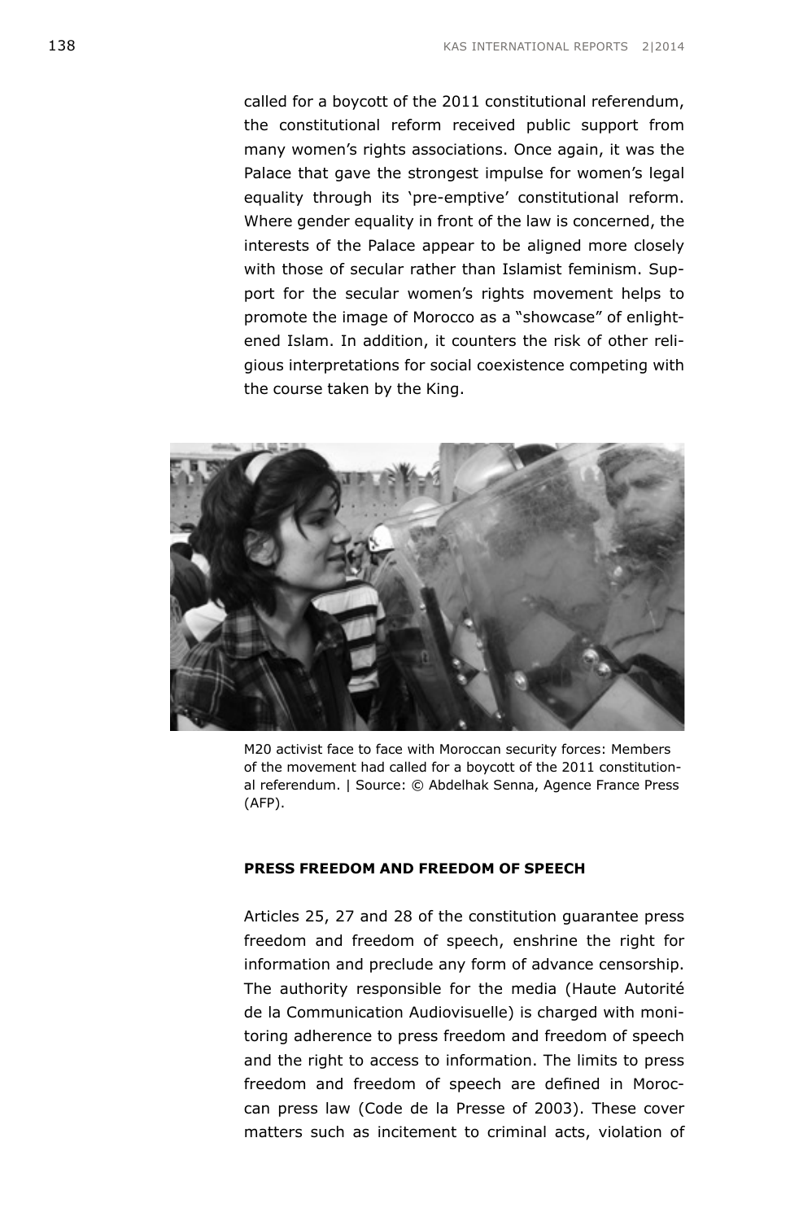called for a boycott of the 2011 constitutional referendum, the constitutional reform received public support from many women's rights associations. Once again, it was the Palace that gave the strongest impulse for women's legal equality through its 'pre-emptive' constitutional reform. Where gender equality in front of the law is concerned, the interests of the Palace appear to be aligned more closely with those of secular rather than Islamist feminism. Support for the secular women's rights movement helps to promote the image of Morocco as a "showcase" of enlightened Islam. In addition, it counters the risk of other religious interpretations for social coexistence competing with the course taken by the King.

M20 activist face to face with Moroccan security forces: Members of the movement had called for a boycott of the 2011 constitutional referendum. | Source: © Abdelhak Senna, Agence France Press (AFP).

**PRESS FREEDOM AND FREEDOM OF SPEECH**

Articles 25, 27 and 28 of the constitution guarantee press freedom and freedom of speech, enshrine the right for information and preclude any form of advance censorship. The authority responsible for the media (Haute Autorité de la Communication Audiovisuelle) is charged with monitoring adherence to press freedom and freedom of speech and the right to access to information. The limits to press freedom and freedom of speech are defined in Moroccan press law (Code de la Presse of 2003). These cover matters such as incitement to criminal acts, violation of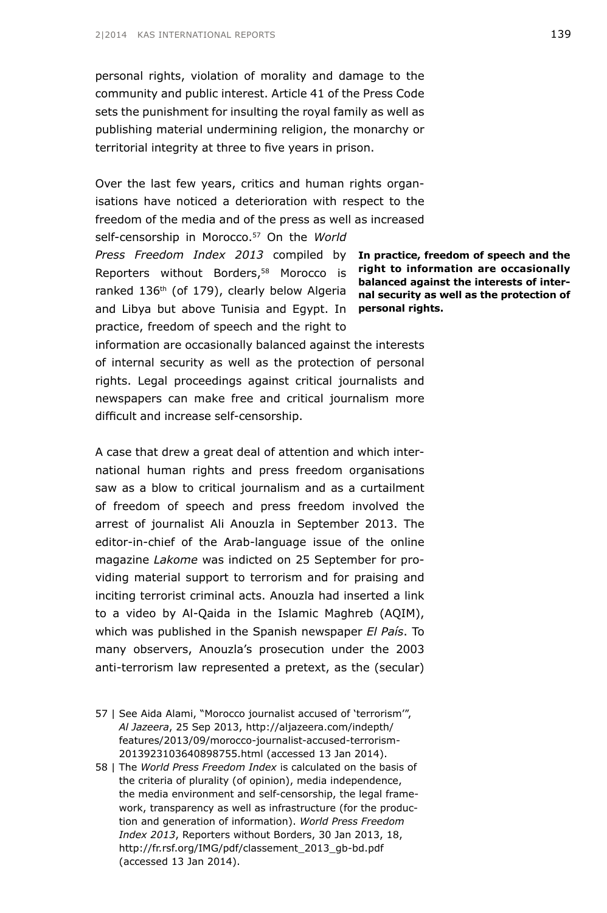personal rights, violation of morality and damage to the community and public interest. Article 41 of the Press Code sets the punishment for insulting the royal family as well as publishing material undermining religion, the monarchy or territorial integrity at three to five years in prison.

Over the last few years, critics and human rights organisations have noticed a deterioration with respect to the freedom of the media and of the press as well as increased self-censorship in Morocco.[57] On the *World Press Freedom Index 2013* compiled by Reporters without Borders,[58] Morocco is ranked 136th (of 179), clearly below Algeria and Libya but above Tunisia and Egypt. In practice, freedom of speech and the right to information are occasionally balanced against the interests of internal security as well as the protection of personal rights. Legal proceedings against critical journalists and newspapers can make free and critical journalism more difficult and increase self-censorship.

**In practice, freedom of speech and the right to information are occasionally balanced against the interests of internal security as well as the protection of personal rights.**

A case that drew a great deal of attention and which international human rights and press freedom organisations saw as a blow to critical journalism and as a curtailment of freedom of speech and press freedom involved the arrest of journalist Ali Anouzla in September 2013. The editor-in-chief of the Arab-language issue of the online magazine *Lakome* was indicted on 25 September for providing material support to terrorism and for praising and inciting terrorist criminal acts. Anouzla had inserted a link to a video by Al-Qaida in the Islamic Maghreb (AQIM), which was published in the Spanish newspaper *El País*. To many observers, Anouzla's prosecution under the 2003 anti-terrorism law represented a pretext, as the (secular)

57 | See Aida Alami, "Morocco journalist accused of 'terrorism'", *Al Jazeera*, 25 Sep 2013, http://aljazeera.com/indepth/features/2013/09/morocco-journalist-accused-terrorism-2013923103640898755.html (accessed 13 Jan 2014).

58 | The *World Press Freedom Index* is calculated on the basis of the criteria of plurality (of opinion), media independence, the media environment and self-censorship, the legal framework, transparency as well as infrastructure (for the production and generation of information). *World Press Freedom Index 2013*, Reporters without Borders, 30 Jan 2013, 18, http://fr.rsf.org/IMG/pdf/classement_2013_gb-bd.pdf (accessed 13 Jan 2014).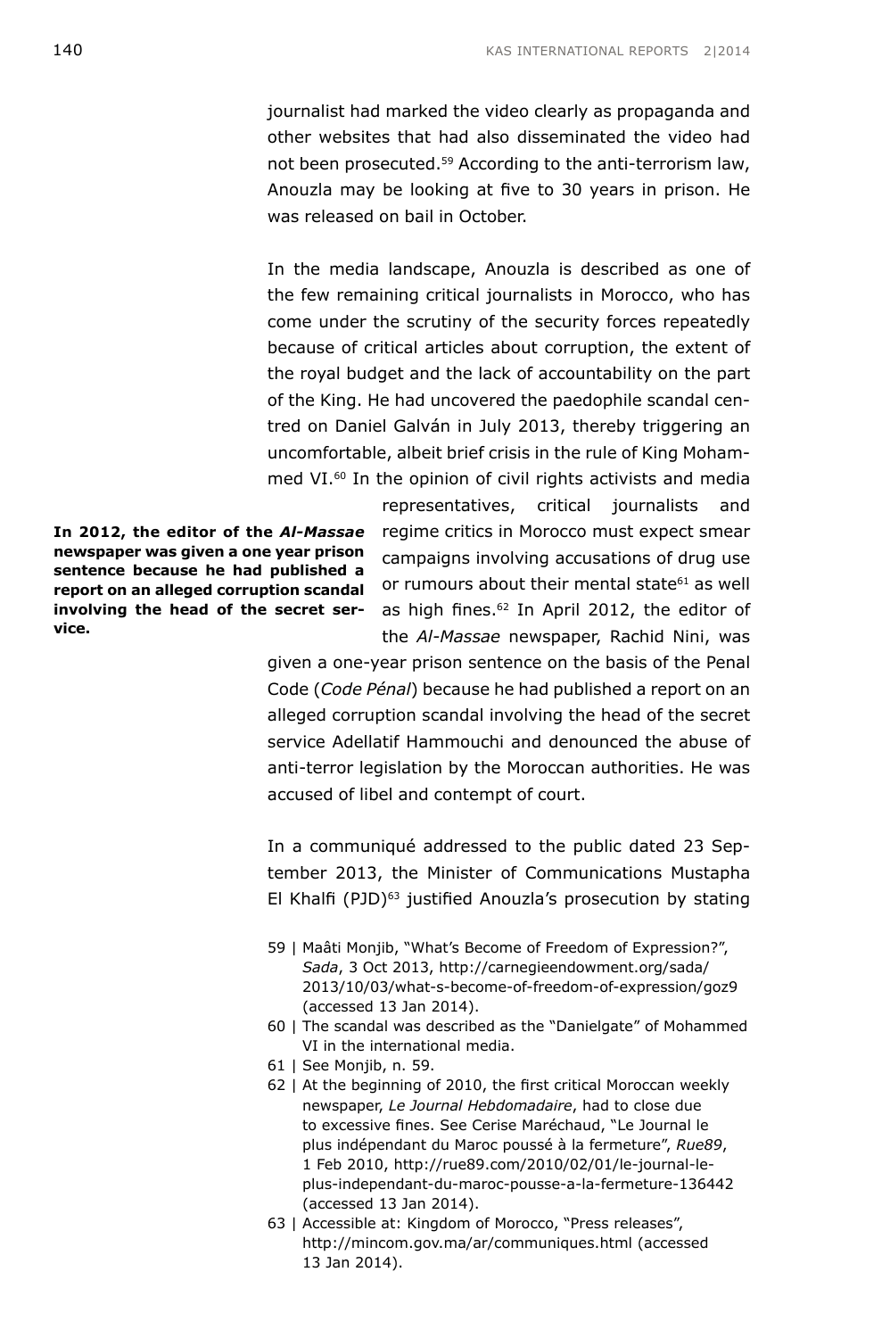journalist had marked the video clearly as propaganda and other websites that had also disseminated the video had not been prosecuted.[59] According to the anti-terrorism law, Anouzla may be looking at five to 30 years in prison. He was released on bail in October.

In the media landscape, Anouzla is described as one of the few remaining critical journalists in Morocco, who has come under the scrutiny of the security forces repeatedly because of critical articles about corruption, the extent of the royal budget and the lack of accountability on the part of the King. He had uncovered the paedophile scandal centred on Daniel Galván in July 2013, thereby triggering an uncomfortable, albeit brief crisis in the rule of King Mohammed VI.[60] In the opinion of civil rights activists and media representatives, critical journalists and regime critics in Morocco must expect smear campaigns involving accusations of drug use or rumours about their mental state[61] as well as high fines.[62] In April 2012, the editor of the *Al-Massae* newspaper, Rachid Nini, was given a one-year prison sentence on the basis of the Penal Code (*Code Pénal*) because he had published a report on an alleged corruption scandal involving the head of the secret service Adellatif Hammouchi and denounced the abuse of anti-terror legislation by the Moroccan authorities. He was accused of libel and contempt of court.

**In 2012, the editor of the *Al-Massae* newspaper was given a one year prison sentence because he had published a report on an alleged corruption scandal involving the head of the secret service.**

In a communiqué addressed to the public dated 23 September 2013, the Minister of Communications Mustapha El Khalfi (PJD)[63] justified Anouzla's prosecution by stating

59 | Maâti Monjib, "What's Become of Freedom of Expression?", *Sada*, 3 Oct 2013, http://carnegieendowment.org/sada/2013/10/03/what-s-become-of-freedom-of-expression/goz9 (accessed 13 Jan 2014).

60 | The scandal was described as the "Danielgate" of Mohammed VI in the international media.

61 | See Monjib, n. 59.

62 | At the beginning of 2010, the first critical Moroccan weekly newspaper, *Le Journal Hebdomadaire*, had to close due to excessive fines. See Cerise Maréchaud, "Le Journal le plus indépendant du Maroc poussé à la fermeture", *Rue89*, 1 Feb 2010, http://rue89.com/2010/02/01/le-journal-le-plus-independant-du-maroc-pousse-a-la-fermeture-136442 (accessed 13 Jan 2014).

63 | Accessible at: Kingdom of Morocco, "Press releases", http://mincom.gov.ma/ar/communiques.html (accessed 13 Jan 2014).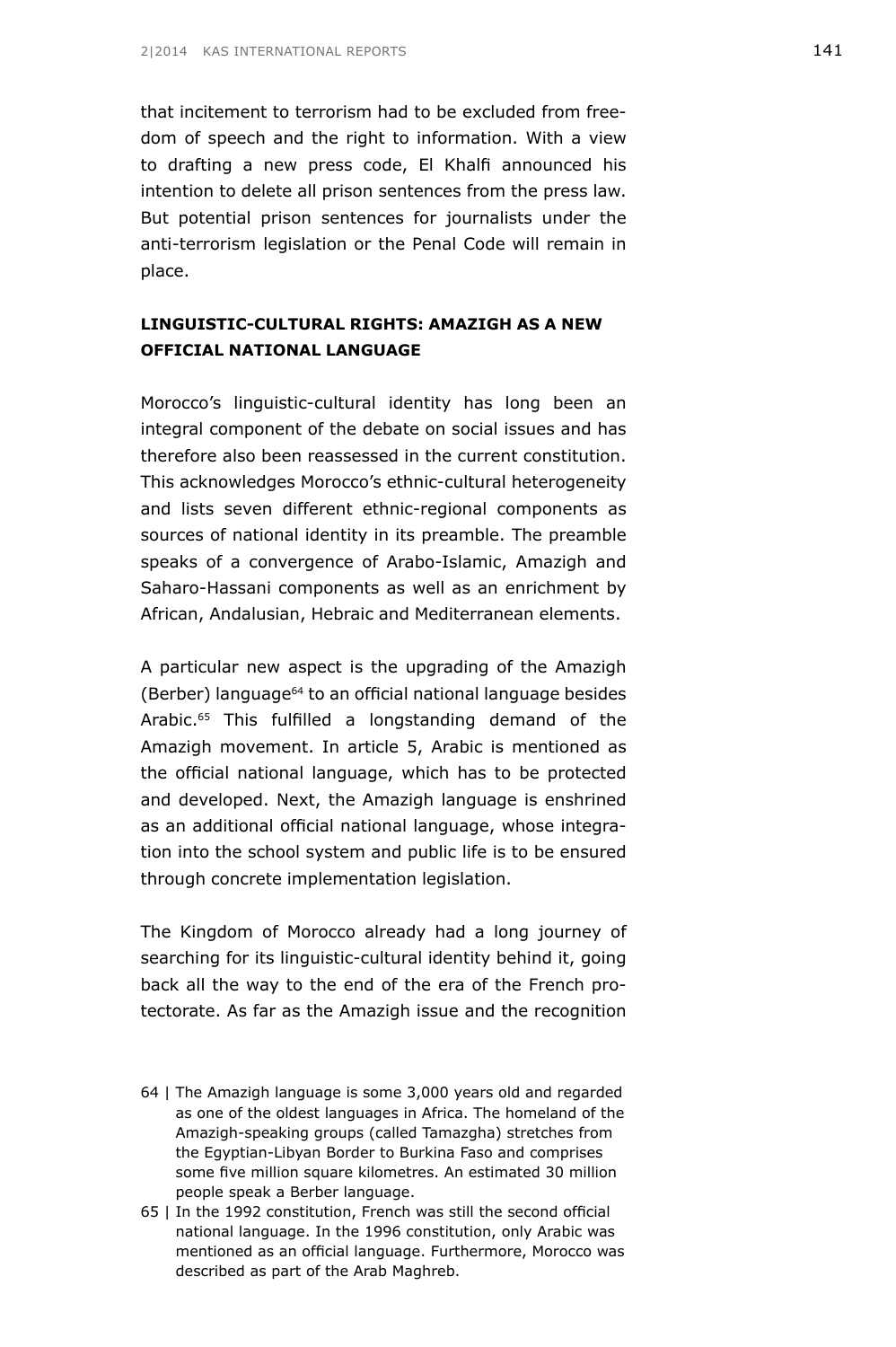that incitement to terrorism had to be excluded from freedom of speech and the right to information. With a view to drafting a new press code, El Khalfi announced his intention to delete all prison sentences from the press law. But potential prison sentences for journalists under the anti-terrorism legislation or the Penal Code will remain in place.

## LINGUISTIC-CULTURAL RIGHTS: AMAZIGH AS A NEW OFFICIAL NATIONAL LANGUAGE

Morocco's linguistic-cultural identity has long been an integral component of the debate on social issues and has therefore also been reassessed in the current constitution. This acknowledges Morocco's ethnic-cultural heterogeneity and lists seven different ethnic-regional components as sources of national identity in its preamble. The preamble speaks of a convergence of Arabo-Islamic, Amazigh and Saharo-Hassani components as well as an enrichment by African, Andalusian, Hebraic and Mediterranean elements.

A particular new aspect is the upgrading of the Amazigh (Berber) language[64] to an official national language besides Arabic.[65] This fulfilled a longstanding demand of the Amazigh movement. In article 5, Arabic is mentioned as the official national language, which has to be protected and developed. Next, the Amazigh language is enshrined as an additional official national language, whose integration into the school system and public life is to be ensured through concrete implementation legislation.

The Kingdom of Morocco already had a long journey of searching for its linguistic-cultural identity behind it, going back all the way to the end of the era of the French protectorate. As far as the Amazigh issue and the recognition

64 | The Amazigh language is some 3,000 years old and regarded as one of the oldest languages in Africa. The homeland of the Amazigh-speaking groups (called Tamazgha) stretches from the Egyptian-Libyan Border to Burkina Faso and comprises some five million square kilometres. An estimated 30 million people speak a Berber language.

65 | In the 1992 constitution, French was still the second official national language. In the 1996 constitution, only Arabic was mentioned as an official language. Furthermore, Morocco was described as part of the Arab Maghreb.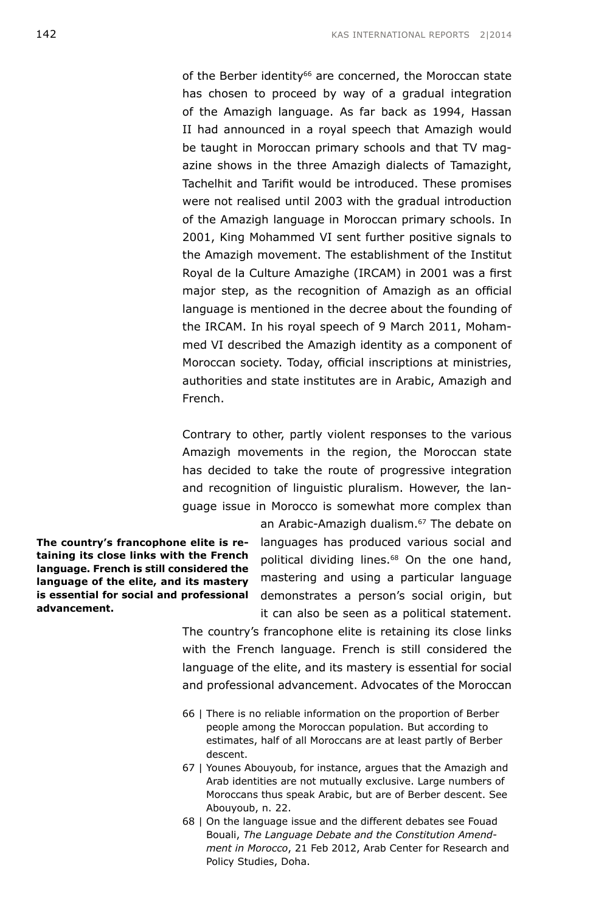of the Berber identity[66] are concerned, the Moroccan state has chosen to proceed by way of a gradual integration of the Amazigh language. As far back as 1994, Hassan II had announced in a royal speech that Amazigh would be taught in Moroccan primary schools and that TV magazine shows in the three Amazigh dialects of Tamazight, Tachelhit and Tarifit would be introduced. These promises were not realised until 2003 with the gradual introduction of the Amazigh language in Moroccan primary schools. In 2001, King Mohammed VI sent further positive signals to the Amazigh movement. The establishment of the Institut Royal de la Culture Amazighe (IRCAM) in 2001 was a first major step, as the recognition of Amazigh as an official language is mentioned in the decree about the founding of the IRCAM. In his royal speech of 9 March 2011, Mohammed VI described the Amazigh identity as a component of Moroccan society. Today, official inscriptions at ministries, authorities and state institutes are in Arabic, Amazigh and French.

Contrary to other, partly violent responses to the various Amazigh movements in the region, the Moroccan state has decided to take the route of progressive integration and recognition of linguistic pluralism. However, the language issue in Morocco is somewhat more complex than an Arabic-Amazigh dualism.[67] The debate on languages has produced various social and political dividing lines.[68] On the one hand, mastering and using a particular language demonstrates a person's social origin, but it can also be seen as a political statement. The country's francophone elite is retaining its close links with the French language. French is still considered the language of the elite, and its mastery is essential for social and professional advancement. Advocates of the Moroccan

**The country's francophone elite is retaining its close links with the French language. French is still considered the language of the elite, and its mastery is essential for social and professional advancement.**

66 | There is no reliable information on the proportion of Berber people among the Moroccan population. But according to estimates, half of all Moroccans are at least partly of Berber descent.

67 | Younes Abouyoub, for instance, argues that the Amazigh and Arab identities are not mutually exclusive. Large numbers of Moroccans thus speak Arabic, but are of Berber descent. See Abouyoub, n. 22.

68 | On the language issue and the different debates see Fouad Bouali, *The Language Debate and the Constitution Amendment in Morocco*, 21 Feb 2012, Arab Center for Research and Policy Studies, Doha.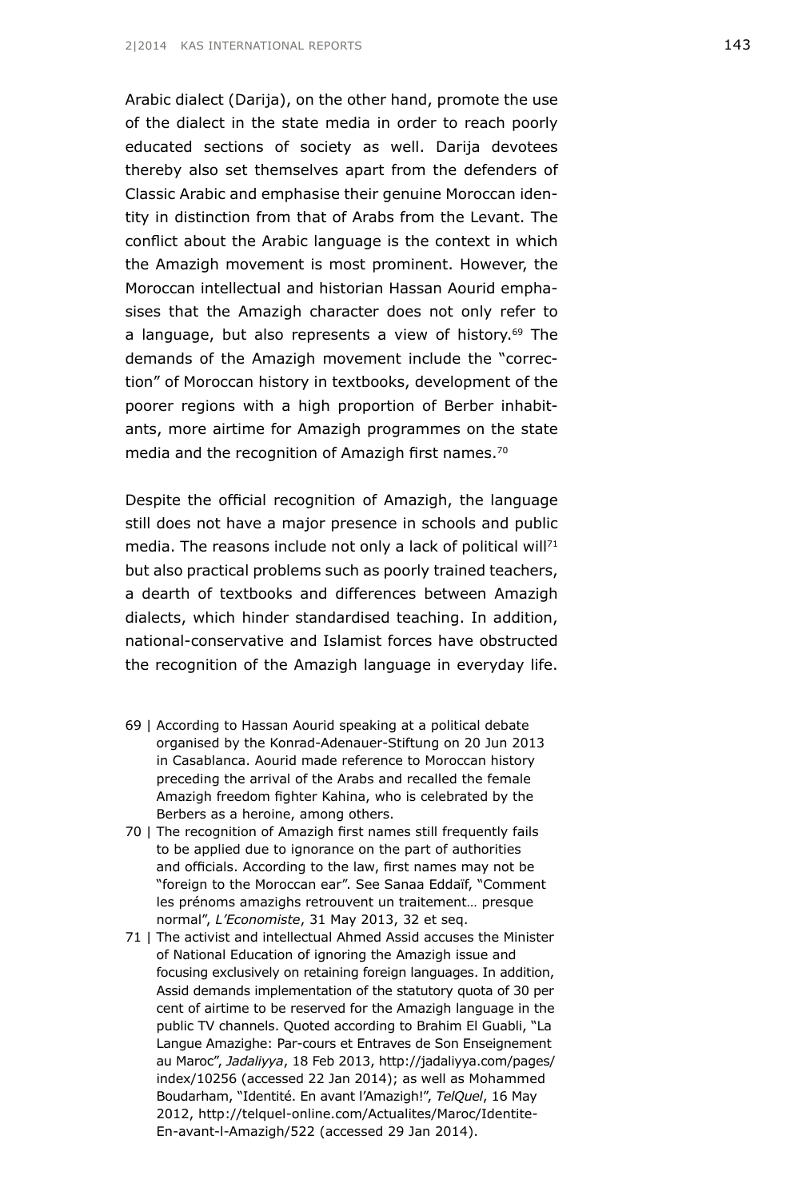Arabic dialect (Darija), on the other hand, promote the use of the dialect in the state media in order to reach poorly educated sections of society as well. Darija devotees thereby also set themselves apart from the defenders of Classic Arabic and emphasise their genuine Moroccan identity in distinction from that of Arabs from the Levant. The conflict about the Arabic language is the context in which the Amazigh movement is most prominent. However, the Moroccan intellectual and historian Hassan Aourid emphasises that the Amazigh character does not only refer to a language, but also represents a view of history.[69] The demands of the Amazigh movement include the "correction" of Moroccan history in textbooks, development of the poorer regions with a high proportion of Berber inhabitants, more airtime for Amazigh programmes on the state media and the recognition of Amazigh first names.[70]

Despite the official recognition of Amazigh, the language still does not have a major presence in schools and public media. The reasons include not only a lack of political will[71] but also practical problems such as poorly trained teachers, a dearth of textbooks and differences between Amazigh dialects, which hinder standardised teaching. In addition, national-conservative and Islamist forces have obstructed the recognition of the Amazigh language in everyday life.

69 | According to Hassan Aourid speaking at a political debate organised by the Konrad-Adenauer-Stiftung on 20 Jun 2013 in Casablanca. Aourid made reference to Moroccan history preceding the arrival of the Arabs and recalled the female Amazigh freedom fighter Kahina, who is celebrated by the Berbers as a heroine, among others.

70 | The recognition of Amazigh first names still frequently fails to be applied due to ignorance on the part of authorities and officials. According to the law, first names may not be "foreign to the Moroccan ear". See Sanaa Eddaïf, "Comment les prénoms amazighs retrouvent un traitement… presque normal", *L'Economiste*, 31 May 2013, 32 et seq.

71 | The activist and intellectual Ahmed Assid accuses the Minister of National Education of ignoring the Amazigh issue and focusing exclusively on retaining foreign languages. In addition, Assid demands implementation of the statutory quota of 30 per cent of airtime to be reserved for the Amazigh language in the public TV channels. Quoted according to Brahim El Guabli, "La Langue Amazighe: Par-cours et Entraves de Son Enseignement au Maroc", *Jadaliyya*, 18 Feb 2013, http://jadaliyya.com/pages/index/10256 (accessed 22 Jan 2014); as well as Mohammed Boudarham, "Identité. En avant l'Amazigh!", *TelQuel*, 16 May 2012, http://telquel-online.com/Actualites/Maroc/Identite-En-avant-l-Amazigh/522 (accessed 29 Jan 2014).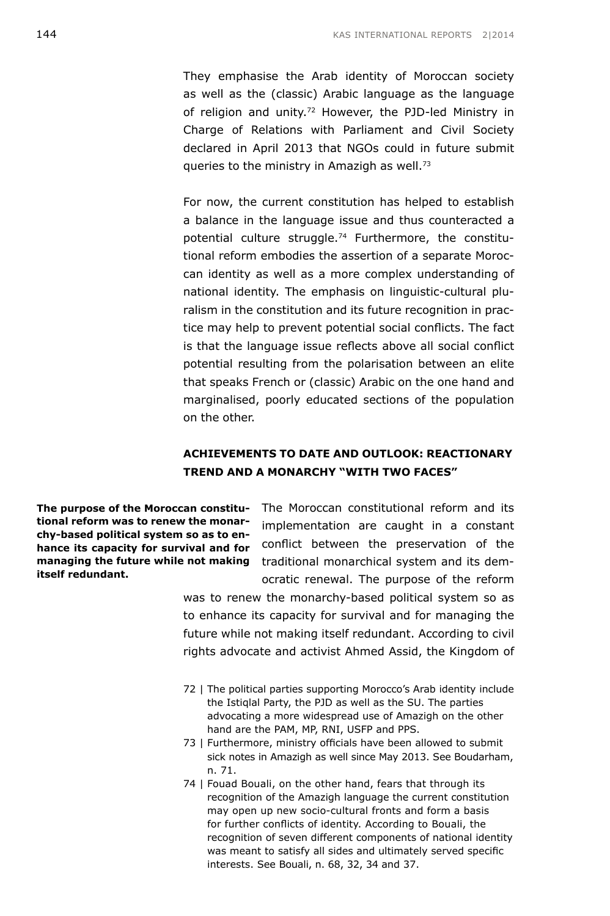They emphasise the Arab identity of Moroccan society as well as the (classic) Arabic language as the language of religion and unity.[72] However, the PJD-led Ministry in Charge of Relations with Parliament and Civil Society declared in April 2013 that NGOs could in future submit queries to the ministry in Amazigh as well.[73]

For now, the current constitution has helped to establish a balance in the language issue and thus counteracted a potential culture struggle.[74] Furthermore, the constitutional reform embodies the assertion of a separate Moroccan identity as well as a more complex understanding of national identity. The emphasis on linguistic-cultural pluralism in the constitution and its future recognition in practice may help to prevent potential social conflicts. The fact is that the language issue reflects above all social conflict potential resulting from the polarisation between an elite that speaks French or (classic) Arabic on the one hand and marginalised, poorly educated sections of the population on the other.

## ACHIEVEMENTS TO DATE AND OUTLOOK: REACTIONARY TREND AND A MONARCHY "WITH TWO FACES"

**The purpose of the Moroccan constitutional reform was to renew the monarchy-based political system so as to enhance its capacity for survival and for managing the future while not making itself redundant.**

The Moroccan constitutional reform and its implementation are caught in a constant conflict between the preservation of the traditional monarchical system and its democratic renewal. The purpose of the reform was to renew the monarchy-based political system so as to enhance its capacity for survival and for managing the future while not making itself redundant. According to civil rights advocate and activist Ahmed Assid, the Kingdom of

72 | The political parties supporting Morocco's Arab identity include the Istiqlal Party, the PJD as well as the SU. The parties advocating a more widespread use of Amazigh on the other hand are the PAM, MP, RNI, USFP and PPS.

73 | Furthermore, ministry officials have been allowed to submit sick notes in Amazigh as well since May 2013. See Boudarham, n. 71.

74 | Fouad Bouali, on the other hand, fears that through its recognition of the Amazigh language the current constitution may open up new socio-cultural fronts and form a basis for further conflicts of identity. According to Bouali, the recognition of seven different components of national identity was meant to satisfy all sides and ultimately served specific interests. See Bouali, n. 68, 32, 34 and 37.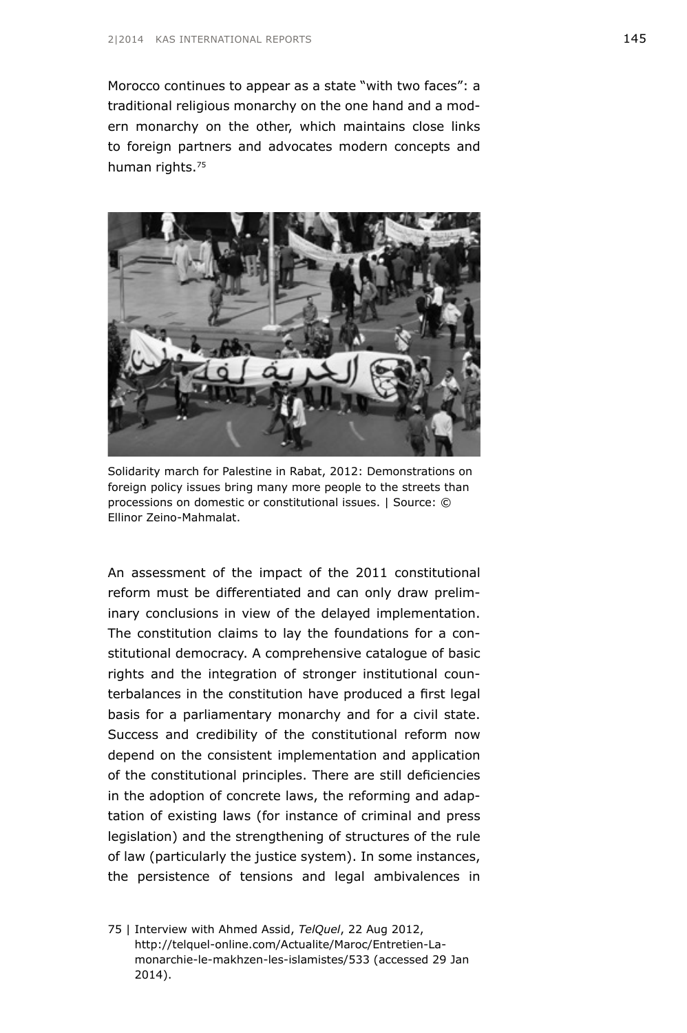Morocco continues to appear as a state "with two faces": a traditional religious monarchy on the one hand and a modern monarchy on the other, which maintains close links to foreign partners and advocates modern concepts and human rights.[75]

Solidarity march for Palestine in Rabat, 2012: Demonstrations on foreign policy issues bring many more people to the streets than processions on domestic or constitutional issues. | Source: © Ellinor Zeino-Mahmalat.

An assessment of the impact of the 2011 constitutional reform must be differentiated and can only draw preliminary conclusions in view of the delayed implementation. The constitution claims to lay the foundations for a constitutional democracy. A comprehensive catalogue of basic rights and the integration of stronger institutional counterbalances in the constitution have produced a first legal basis for a parliamentary monarchy and for a civil state. Success and credibility of the constitutional reform now depend on the consistent implementation and application of the constitutional principles. There are still deficiencies in the adoption of concrete laws, the reforming and adaptation of existing laws (for instance of criminal and press legislation) and the strengthening of structures of the rule of law (particularly the justice system). In some instances, the persistence of tensions and legal ambivalences in

75 | Interview with Ahmed Assid, *TelQuel*, 22 Aug 2012, http://telquel-online.com/Actualite/Maroc/Entretien-La-monarchie-le-makhzen-les-islamistes/533 (accessed 29 Jan 2014).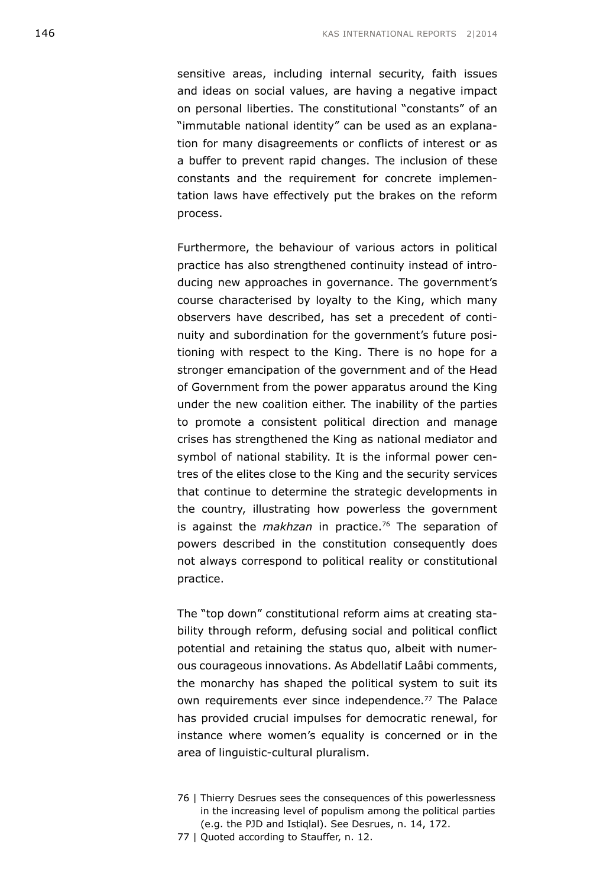sensitive areas, including internal security, faith issues and ideas on social values, are having a negative impact on personal liberties. The constitutional "constants" of an "immutable national identity" can be used as an explanation for many disagreements or conflicts of interest or as a buffer to prevent rapid changes. The inclusion of these constants and the requirement for concrete implementation laws have effectively put the brakes on the reform process.

Furthermore, the behaviour of various actors in political practice has also strengthened continuity instead of introducing new approaches in governance. The government's course characterised by loyalty to the King, which many observers have described, has set a precedent of continuity and subordination for the government's future positioning with respect to the King. There is no hope for a stronger emancipation of the government and of the Head of Government from the power apparatus around the King under the new coalition either. The inability of the parties to promote a consistent political direction and manage crises has strengthened the King as national mediator and symbol of national stability. It is the informal power centres of the elites close to the King and the security services that continue to determine the strategic developments in the country, illustrating how powerless the government is against the *makhzan* in practice.[76] The separation of powers described in the constitution consequently does not always correspond to political reality or constitutional practice.

The "top down" constitutional reform aims at creating stability through reform, defusing social and political conflict potential and retaining the status quo, albeit with numerous courageous innovations. As Abdellatif Laâbi comments, the monarchy has shaped the political system to suit its own requirements ever since independence.[77] The Palace has provided crucial impulses for democratic renewal, for instance where women's equality is concerned or in the area of linguistic-cultural pluralism.

76 | Thierry Desrues sees the consequences of this powerlessness in the increasing level of populism among the political parties (e.g. the PJD and Istiqlal). See Desrues, n. 14, 172.

77 | Quoted according to Stauffer, n. 12.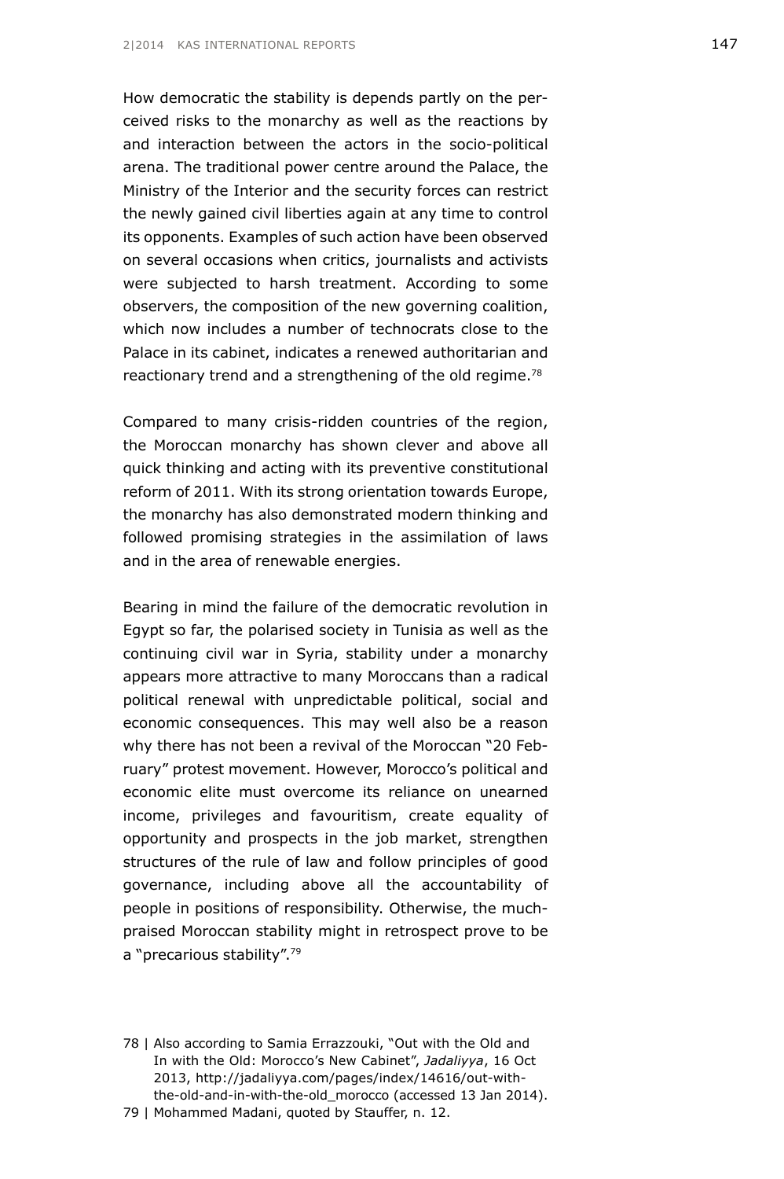How democratic the stability is depends partly on the perceived risks to the monarchy as well as the reactions by and interaction between the actors in the socio-political arena. The traditional power centre around the Palace, the Ministry of the Interior and the security forces can restrict the newly gained civil liberties again at any time to control its opponents. Examples of such action have been observed on several occasions when critics, journalists and activists were subjected to harsh treatment. According to some observers, the composition of the new governing coalition, which now includes a number of technocrats close to the Palace in its cabinet, indicates a renewed authoritarian and reactionary trend and a strengthening of the old regime.[78]

Compared to many crisis-ridden countries of the region, the Moroccan monarchy has shown clever and above all quick thinking and acting with its preventive constitutional reform of 2011. With its strong orientation towards Europe, the monarchy has also demonstrated modern thinking and followed promising strategies in the assimilation of laws and in the area of renewable energies.

Bearing in mind the failure of the democratic revolution in Egypt so far, the polarised society in Tunisia as well as the continuing civil war in Syria, stability under a monarchy appears more attractive to many Moroccans than a radical political renewal with unpredictable political, social and economic consequences. This may well also be a reason why there has not been a revival of the Moroccan "20 February" protest movement. However, Morocco's political and economic elite must overcome its reliance on unearned income, privileges and favouritism, create equality of opportunity and prospects in the job market, strengthen structures of the rule of law and follow principles of good governance, including above all the accountability of people in positions of responsibility. Otherwise, the much-praised Moroccan stability might in retrospect prove to be a "precarious stability".[79]

78 | Also according to Samia Errazzouki, "Out with the Old and In with the Old: Morocco's New Cabinet", *Jadaliyya*, 16 Oct 2013, http://jadaliyya.com/pages/index/14616/out-with-the-old-and-in-with-the-old_morocco (accessed 13 Jan 2014).

79 | Mohammed Madani, quoted by Stauffer, n. 12.